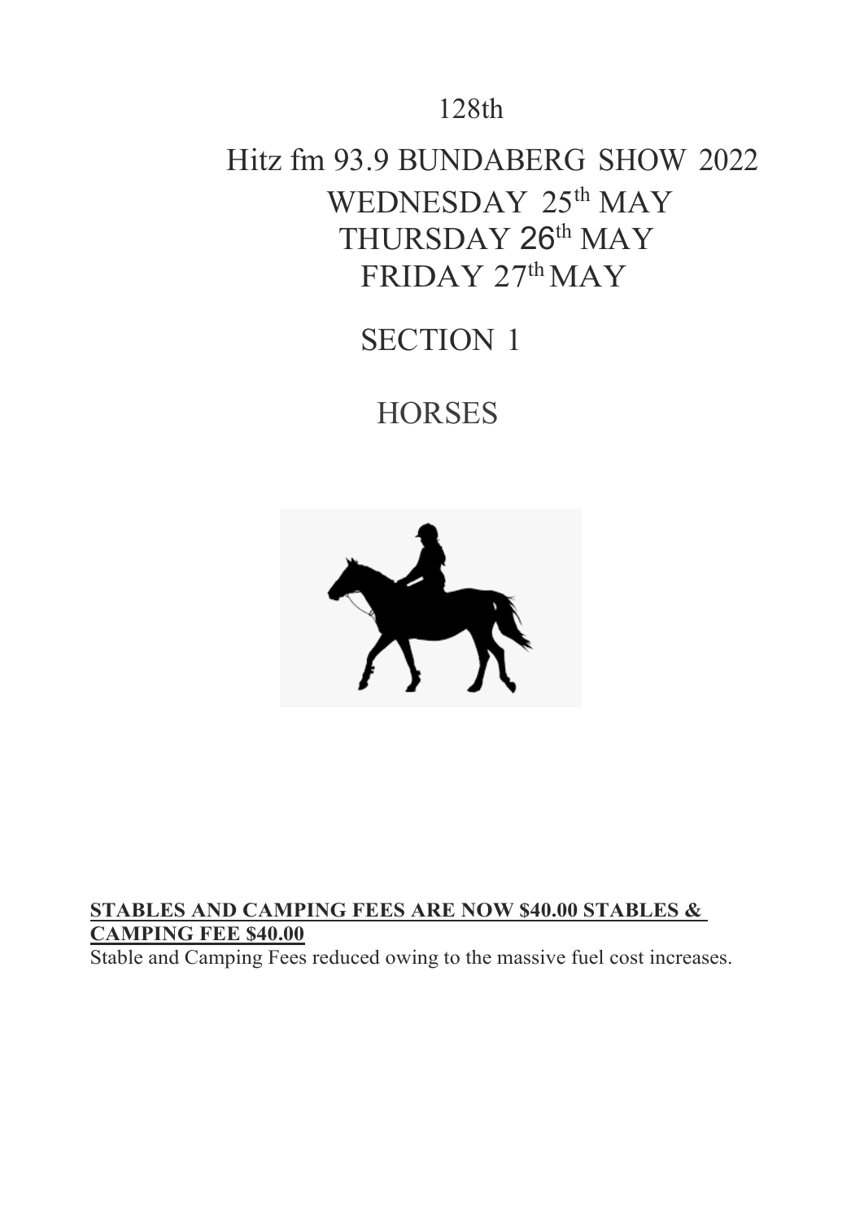128th

# Hitz fm 93.9 BUNDABERG SHOW 2022

WEDNESDAY 25th MAY
THURSDAY 26th MAY
FRIDAY 27th MAY

## SECTION 1

## HORSES

**STABLES AND CAMPING FEES ARE NOW $40.00 STABLES & CAMPING FEE $40.00**

Stable and Camping Fees reduced owing to the massive fuel cost increases.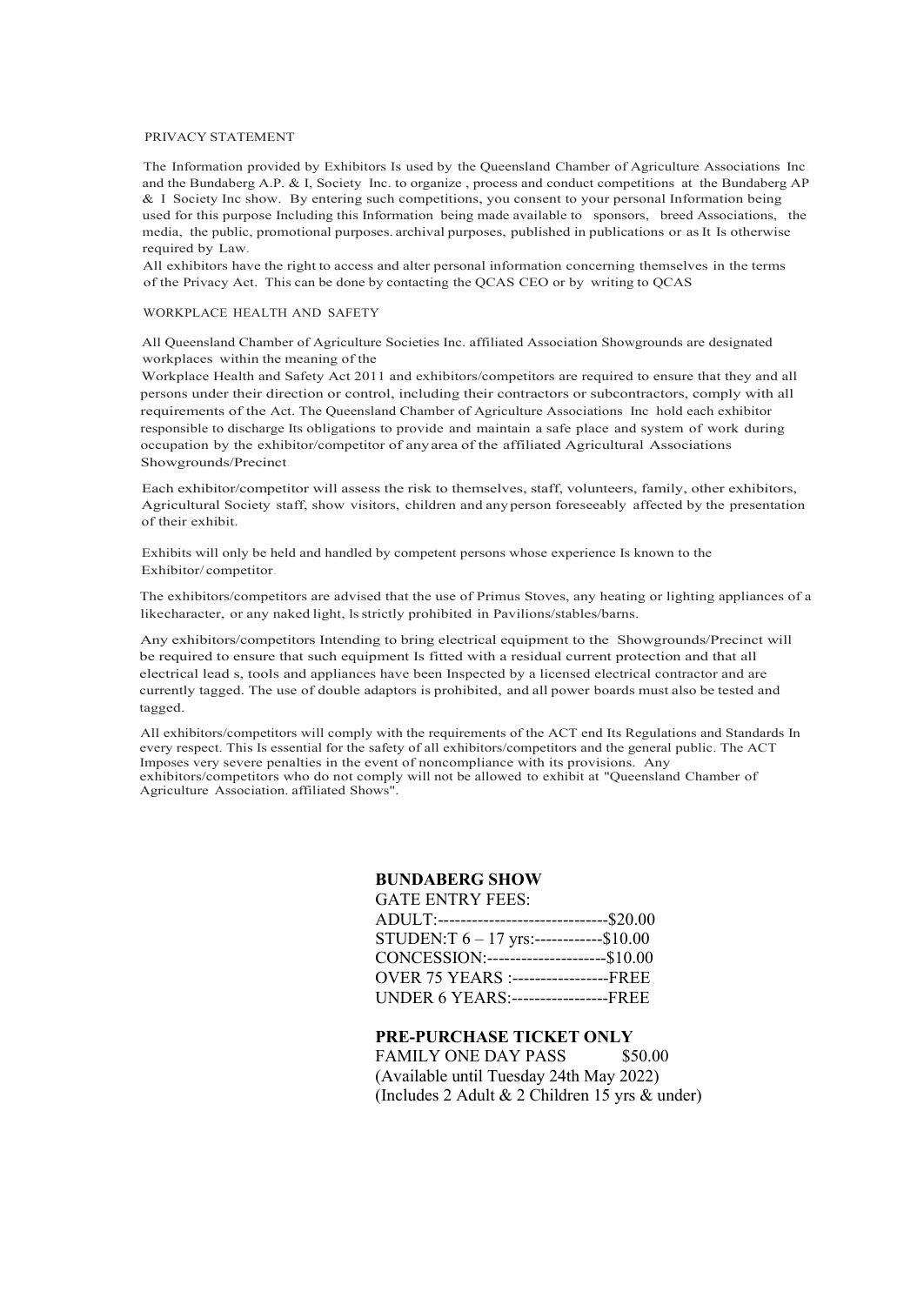PRIVACY STATEMENT

The Information provided by Exhibitors Is used by the Queensland Chamber of Agriculture Associations Inc. and the Bundaberg A.P. & I, Society Inc. to organize , process and conduct competitions at the Bundaberg AP & I Society Inc show. By entering such competitions, you consent to your personal Information being used for this purpose Including this Information being made available to sponsors, breed Associations, the media, the public, promotional purposes. archival purposes, published in publications or as It Is otherwise required by Law.

All exhibitors have the right to access and alter personal information concerning themselves in the terms of the Privacy Act. This can be done by contacting the QCAS CEO or by writing to QCAS

WORKPLACE HEALTH AND SAFETY

All Queensland Chamber of Agriculture Societies Inc. affiliated Association Showgrounds are designated workplaces within the meaning of the

Workplace Health and Safety Act 2011 and exhibitors/competitors are required to ensure that they and all persons under their direction or control, including their contractors or subcontractors, comply with all requirements of the Act. The Queensland Chamber of Agriculture Associations Inc hold each exhibitor responsible to discharge Its obligations to provide and maintain a safe place and system of work during occupation by the exhibitor/competitor of any area of the affiliated Agricultural Associations Showgrounds/Precinct.

Each exhibitor/competitor will assess the risk to themselves, staff, volunteers, family, other exhibitors, Agricultural Society staff, show visitors, children and any person foreseeably affected by the presentation of their exhibit.

Exhibits will only be held and handled by competent persons whose experience Is known to the Exhibitor/ competitor.

The exhibitors/competitors are advised that the use of Primus Stoves, any heating or lighting appliances of a likecharacter, or any naked light, ls strictly prohibited in Pavilions/stables/barns.

Any exhibitors/competitors Intending to bring electrical equipment to the Showgrounds/Precinct will be required to ensure that such equipment Is fitted with a residual current protection and that all electrical lead s, tools and appliances have been Inspected by a licensed electrical contractor and are currently tagged. The use of double adaptors is prohibited, and all power boards must also be tested and tagged.

All exhibitors/competitors will comply with the requirements of the ACT end Its Regulations and Standards In every respect. This Is essential for the safety of all exhibitors/competitors and the general public. The ACT Imposes very severe penalties in the event of noncompliance with its provisions. Any exhibitors/competitors who do not comply will not be allowed to exhibit at "Queensland Chamber of Agriculture Association. affiliated Shows".

**BUNDABERG SHOW**

GATE ENTRY FEES:

ADULT:------------------------------$20.00

STUDEN:T 6 – 17 yrs:------------$10.00

CONCESSION:---------------------$10.00

OVER 75 YEARS :-----------------FREE

UNDER 6 YEARS:-----------------FREE

**PRE-PURCHASE TICKET ONLY**

FAMILY ONE DAY PASS $50.00

(Available until Tuesday 24th May 2022)

(Includes 2 Adult & 2 Children 15 yrs & under)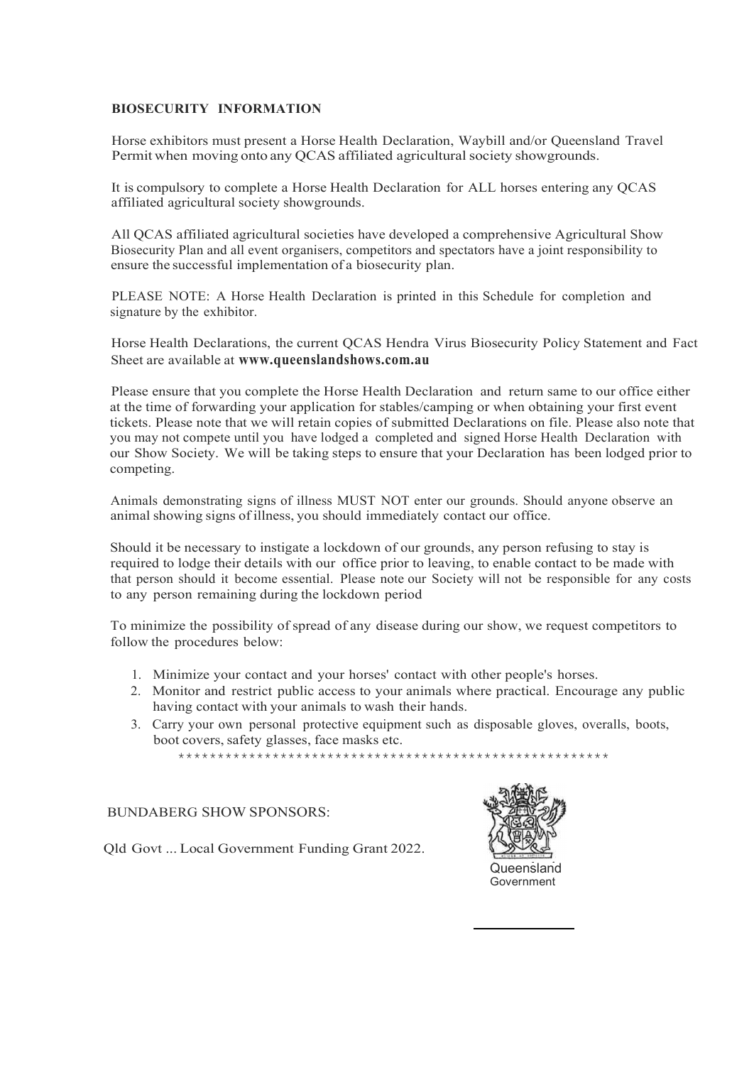## BIOSECURITY INFORMATION

Horse exhibitors must present a Horse Health Declaration, Waybill and/or Queensland Travel Permit when moving onto any QCAS affiliated agricultural society showgrounds.

It is compulsory to complete a Horse Health Declaration for ALL horses entering any QCAS affiliated agricultural society showgrounds.

All QCAS affiliated agricultural societies have developed a comprehensive Agricultural Show Biosecurity Plan and all event organisers, competitors and spectators have a joint responsibility to ensure the successful implementation of a biosecurity plan.

PLEASE NOTE: A Horse Health Declaration is printed in this Schedule for completion and signature by the exhibitor.

Horse Health Declarations, the current QCAS Hendra Virus Biosecurity Policy Statement and Fact Sheet are available at **www.queenslandshows.com.au**

Please ensure that you complete the Horse Health Declaration and return same to our office either at the time of forwarding your application for stables/camping or when obtaining your first event tickets. Please note that we will retain copies of submitted Declarations on file. Please also note that you may not compete until you have lodged a completed and signed Horse Health Declaration with our Show Society. We will be taking steps to ensure that your Declaration has been lodged prior to competing.

Animals demonstrating signs of illness MUST NOT enter our grounds. Should anyone observe an animal showing signs of illness, you should immediately contact our office.

Should it be necessary to instigate a lockdown of our grounds, any person refusing to stay is required to lodge their details with our office prior to leaving, to enable contact to be made with that person should it become essential. Please note our Society will not be responsible for any costs to any person remaining during the lockdown period

To minimize the possibility of spread of any disease during our show, we request competitors to follow the procedures below:

1. Minimize your contact and your horses' contact with other people's horses.
2. Monitor and restrict public access to your animals where practical. Encourage any public having contact with your animals to wash their hands.
3. Carry your own personal protective equipment such as disposable gloves, overalls, boots, boot covers, safety glasses, face masks etc.

*******************************************************

BUNDABERG SHOW SPONSORS:

Qld Govt ... Local Government Funding Grant 2022.

Queensland Government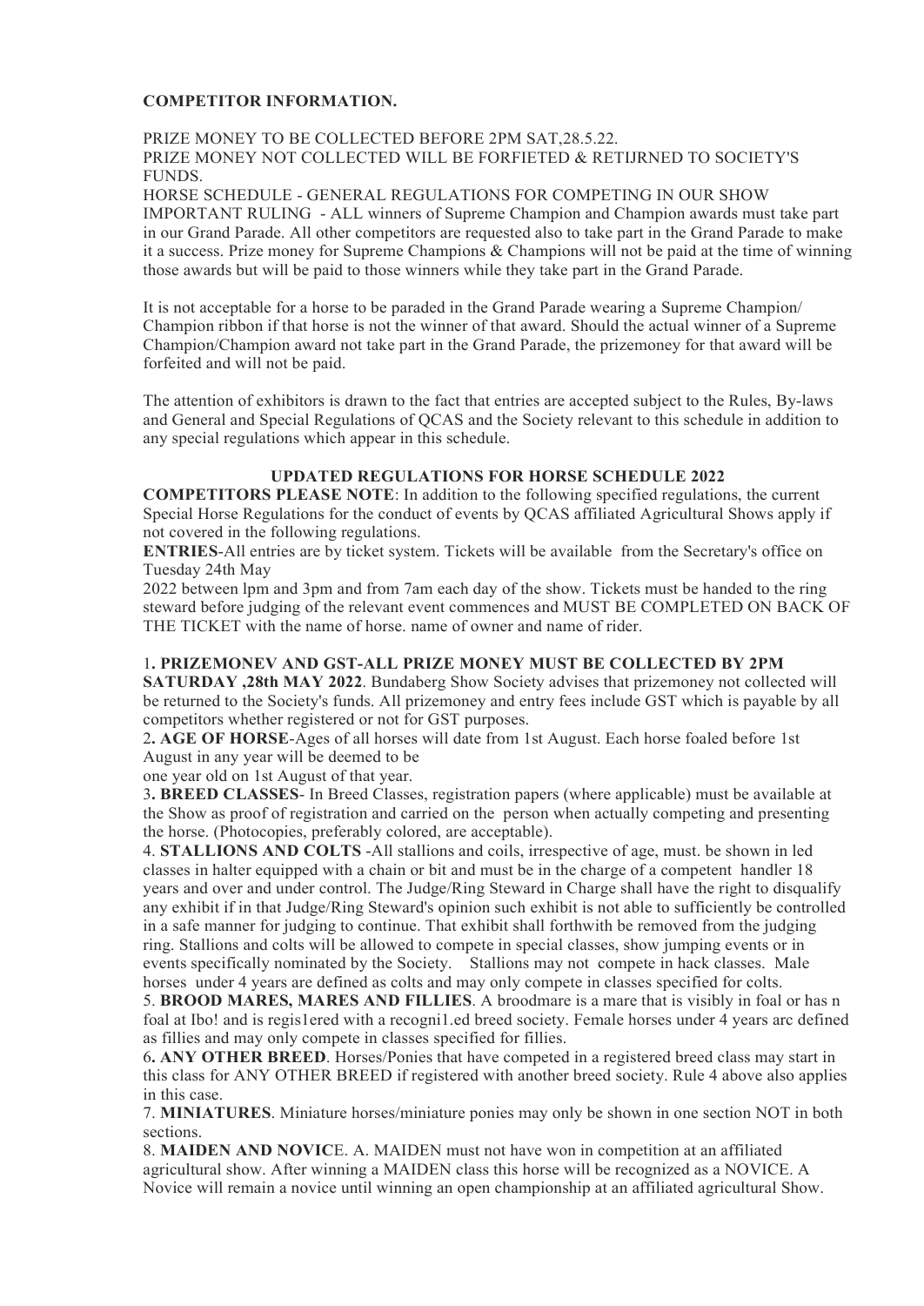**COMPETITOR INFORMATION.**

PRIZE MONEY TO BE COLLECTED BEFORE 2PM SAT,28.5.22.
PRIZE MONEY NOT COLLECTED WILL BE FORFIETED & RETIJRNED TO SOCIETY'S FUNDS.
HORSE SCHEDULE - GENERAL REGULATIONS FOR COMPETING IN OUR SHOW
IMPORTANT RULING - ALL winners of Supreme Champion and Champion awards must take part in our Grand Parade. All other competitors are requested also to take part in the Grand Parade to make it a success. Prize money for Supreme Champions & Champions will not be paid at the time of winning those awards but will be paid to those winners while they take part in the Grand Parade.

It is not acceptable for a horse to be paraded in the Grand Parade wearing a Supreme Champion/ Champion ribbon if that horse is not the winner of that award. Should the actual winner of a Supreme Champion/Champion award not take part in the Grand Parade, the prizemoney for that award will be forfeited and will not be paid.

The attention of exhibitors is drawn to the fact that entries are accepted subject to the Rules, By-laws and General and Special Regulations of QCAS and the Society relevant to this schedule in addition to any special regulations which appear in this schedule.

**UPDATED REGULATIONS FOR HORSE SCHEDULE 2022**

**COMPETITORS PLEASE NOTE**: In addition to the following specified regulations, the current Special Horse Regulations for the conduct of events by QCAS affiliated Agricultural Shows apply if not covered in the following regulations.

**ENTRIES**-All entries are by ticket system. Tickets will be available from the Secretary's office on Tuesday 24th May
2022 between lpm and 3pm and from 7am each day of the show. Tickets must be handed to the ring steward before judging of the relevant event commences and MUST BE COMPLETED ON BACK OF THE TICKET with the name of horse. name of owner and name of rider.

1**. PRIZEMONEV AND GST-ALL PRIZE MONEY MUST BE COLLECTED BY 2PM SATURDAY ,28th MAY 2022**. Bundaberg Show Society advises that prizemoney not collected will be returned to the Society's funds. All prizemoney and entry fees include GST which is payable by all competitors whether registered or not for GST purposes.

2**. AGE OF HORSE**-Ages of all horses will date from 1st August. Each horse foaled before 1st August in any year will be deemed to be
one year old on 1st August of that year.

3**. BREED CLASSES**- In Breed Classes, registration papers (where applicable) must be available at the Show as proof of registration and carried on the person when actually competing and presenting the horse. (Photocopies, preferably colored, are acceptable).

4. **STALLIONS AND COLTS** -All stallions and coils, irrespective of age, must. be shown in led classes in halter equipped with a chain or bit and must be in the charge of a competent handler 18 years and over and under control. The Judge/Ring Steward in Charge shall have the right to disqualify any exhibit if in that Judge/Ring Steward's opinion such exhibit is not able to sufficiently be controlled in a safe manner for judging to continue. That exhibit shall forthwith be removed from the judging ring. Stallions and colts will be allowed to compete in special classes, show jumping events or in events specifically nominated by the Society. Stallions may not compete in hack classes. Male horses under 4 years are defined as colts and may only compete in classes specified for colts.

5. **BROOD MARES, MARES AND FILLIES**. A broodmare is a mare that is visibly in foal or has n foal at Ibo! and is regis1ered with a recogni1.ed breed society. Female horses under 4 years arc defined as fillies and may only compete in classes specified for fillies.

6**. ANY OTHER BREED**. Horses/Ponies that have competed in a registered breed class may start in this class for ANY OTHER BREED if registered with another breed society. Rule 4 above also applies in this case.

7. **MINIATURES**. Miniature horses/miniature ponies may only be shown in one section NOT in both sections.

8. **MAIDEN AND NOVIC**E. A. MAIDEN must not have won in competition at an affiliated agricultural show. After winning a MAIDEN class this horse will be recognized as a NOVICE. A Novice will remain a novice until winning an open championship at an affiliated agricultural Show.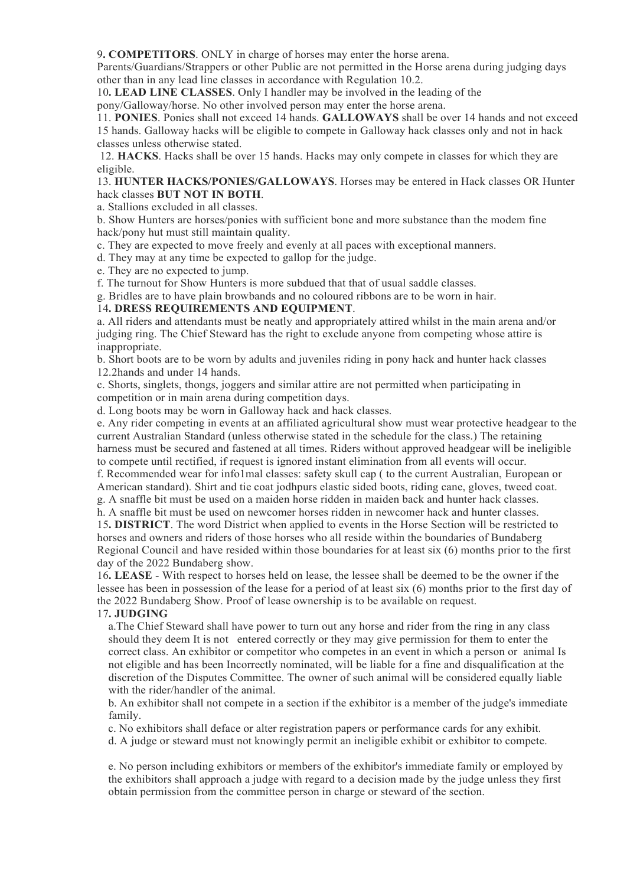9**. COMPETITORS**. ONLY in charge of horses may enter the horse arena.
Parents/Guardians/Strappers or other Public are not permitted in the Horse arena during judging days other than in any lead line classes in accordance with Regulation 10.2.

10**. LEAD LINE CLASSES**. Only I handler may be involved in the leading of the pony/Galloway/horse. No other involved person may enter the horse arena.

11. **PONIES**. Ponies shall not exceed 14 hands. **GALLOWAYS** shall be over 14 hands and not exceed 15 hands. Galloway hacks will be eligible to compete in Galloway hack classes only and not in hack classes unless otherwise stated.

12. **HACKS**. Hacks shall be over 15 hands. Hacks may only compete in classes for which they are eligible.

13. **HUNTER HACKS/PONIES/GALLOWAYS**. Horses may be entered in Hack classes OR Hunter hack classes **BUT NOT IN BOTH**.

a. Stallions excluded in all classes.

b. Show Hunters are horses/ponies with sufficient bone and more substance than the modem fine hack/pony hut must still maintain quality.

c. They are expected to move freely and evenly at all paces with exceptional manners.

d. They may at any time be expected to gallop for the judge.

e. They are no expected to jump.

f. The turnout for Show Hunters is more subdued that that of usual saddle classes.

g. Bridles are to have plain browbands and no coloured ribbons are to be worn in hair.

14**. DRESS REQUIREMENTS AND EQUIPMENT**.

a. All riders and attendants must be neatly and appropriately attired whilst in the main arena and/or judging ring. The Chief Steward has the right to exclude anyone from competing whose attire is inappropriate.

b. Short boots are to be worn by adults and juveniles riding in pony hack and hunter hack classes 12.2hands and under 14 hands.

c. Shorts, singlets, thongs, joggers and similar attire are not permitted when participating in competition or in main arena during competition days.

d. Long boots may be worn in Galloway hack and hack classes.

e. Any rider competing in events at an affiliated agricultural show must wear protective headgear to the current Australian Standard (unless otherwise stated in the schedule for the class.) The retaining harness must be secured and fastened at all times. Riders without approved headgear will be ineligible to compete until rectified, if request is ignored instant elimination from all events will occur.

f. Recommended wear for info1mal classes: safety skull cap ( to the current Australian, European or American standard). Shirt and tie coat jodhpurs elastic sided boots, riding cane, gloves, tweed coat.

g. A snaffle bit must be used on a maiden horse ridden in maiden back and hunter hack classes.

h. A snaffle bit must be used on newcomer horses ridden in newcomer hack and hunter classes.

15**. DISTRICT**. The word District when applied to events in the Horse Section will be restricted to horses and owners and riders of those horses who all reside within the boundaries of Bundaberg Regional Council and have resided within those boundaries for at least six (6) months prior to the first day of the 2022 Bundaberg show.

16**. LEASE** - With respect to horses held on lease, the lessee shall be deemed to be the owner if the lessee has been in possession of the lease for a period of at least six (6) months prior to the first day of the 2022 Bundaberg Show. Proof of lease ownership is to be available on request.

17**. JUDGING**

a.The Chief Steward shall have power to turn out any horse and rider from the ring in any class should they deem It is not entered correctly or they may give permission for them to enter the correct class. An exhibitor or competitor who competes in an event in which a person or animal Is not eligible and has been Incorrectly nominated, will be liable for a fine and disqualification at the discretion of the Disputes Committee. The owner of such animal will be considered equally liable with the rider/handler of the animal.

b. An exhibitor shall not compete in a section if the exhibitor is a member of the judge's immediate family.

c. No exhibitors shall deface or alter registration papers or performance cards for any exhibit.

d. A judge or steward must not knowingly permit an ineligible exhibit or exhibitor to compete.

e. No person including exhibitors or members of the exhibitor's immediate family or employed by the exhibitors shall approach a judge with regard to a decision made by the judge unless they first obtain permission from the committee person in charge or steward of the section.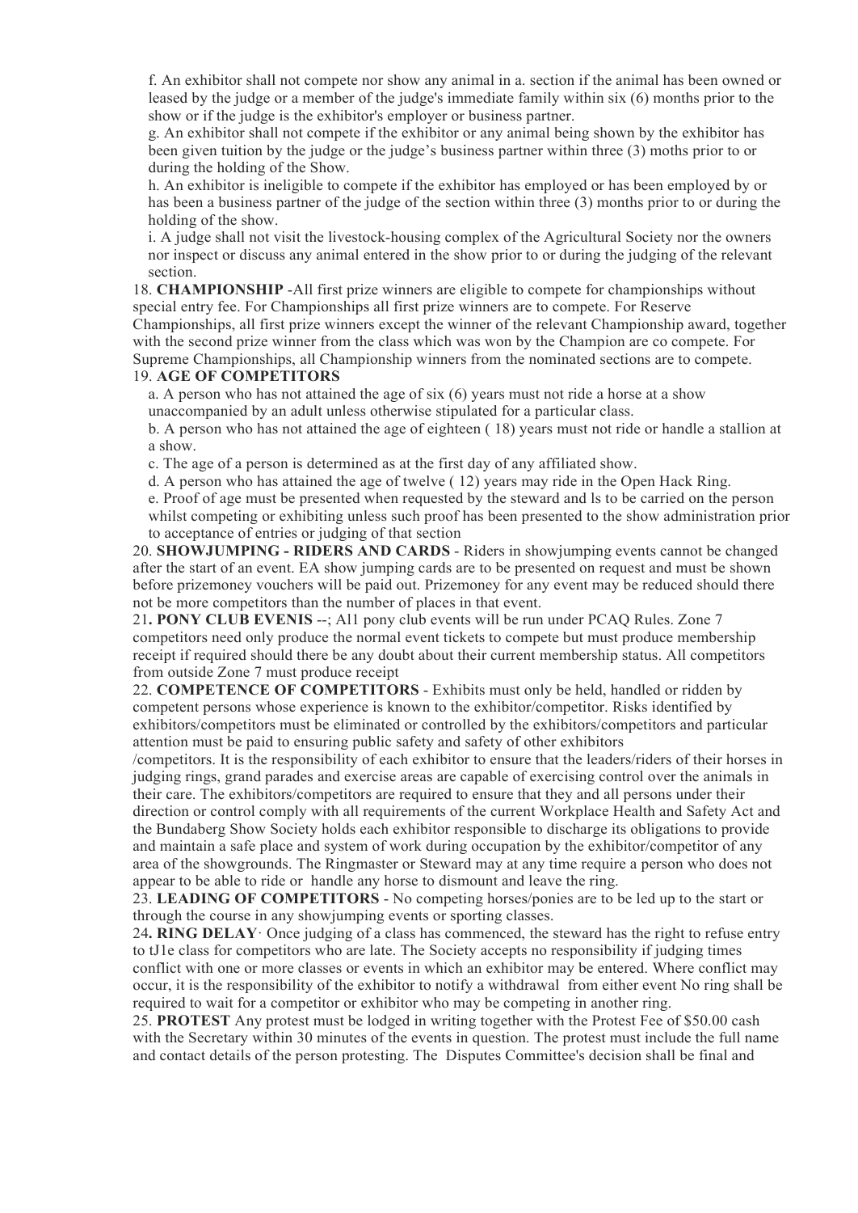f. An exhibitor shall not compete nor show any animal in a. section if the animal has been owned or leased by the judge or a member of the judge's immediate family within six (6) months prior to the show or if the judge is the exhibitor's employer or business partner.

g. An exhibitor shall not compete if the exhibitor or any animal being shown by the exhibitor has been given tuition by the judge or the judge's business partner within three (3) moths prior to or during the holding of the Show.

h. An exhibitor is ineligible to compete if the exhibitor has employed or has been employed by or has been a business partner of the judge of the section within three (3) months prior to or during the holding of the show.

i. A judge shall not visit the livestock-housing complex of the Agricultural Society nor the owners nor inspect or discuss any animal entered in the show prior to or during the judging of the relevant section.

18. **CHAMPIONSHIP** -All first prize winners are eligible to compete for championships without special entry fee. For Championships all first prize winners are to compete. For Reserve Championships, all first prize winners except the winner of the relevant Championship award, together with the second prize winner from the class which was won by the Champion are co compete. For Supreme Championships, all Championship winners from the nominated sections are to compete.

19. **AGE OF COMPETITORS**

a. A person who has not attained the age of six (6) years must not ride a horse at a show unaccompanied by an adult unless otherwise stipulated for a particular class.

b. A person who has not attained the age of eighteen ( 18) years must not ride or handle a stallion at a show.

c. The age of a person is determined as at the first day of any affiliated show.

d. A person who has attained the age of twelve ( 12) years may ride in the Open Hack Ring.

e. Proof of age must be presented when requested by the steward and ls to be carried on the person whilst competing or exhibiting unless such proof has been presented to the show administration prior to acceptance of entries or judging of that section

20. **SHOWJUMPING - RIDERS AND CARDS** - Riders in showjumping events cannot be changed after the start of an event. EA show jumping cards are to be presented on request and must be shown before prizemoney vouchers will be paid out. Prizemoney for any event may be reduced should there not be more competitors than the number of places in that event.

21**. PONY CLUB EVENIS** --; Al1 pony club events will be run under PCAQ Rules. Zone 7 competitors need only produce the normal event tickets to compete but must produce membership receipt if required should there be any doubt about their current membership status. All competitors from outside Zone 7 must produce receipt

22. **COMPETENCE OF COMPETITORS** - Exhibits must only be held, handled or ridden by competent persons whose experience is known to the exhibitor/competitor. Risks identified by exhibitors/competitors must be eliminated or controlled by the exhibitors/competitors and particular attention must be paid to ensuring public safety and safety of other exhibitors /competitors. It is the responsibility of each exhibitor to ensure that the leaders/riders of their horses in judging rings, grand parades and exercise areas are capable of exercising control over the animals in their care. The exhibitors/competitors are required to ensure that they and all persons under their direction or control comply with all requirements of the current Workplace Health and Safety Act and the Bundaberg Show Society holds each exhibitor responsible to discharge its obligations to provide and maintain a safe place and system of work during occupation by the exhibitor/competitor of any area of the showgrounds. The Ringmaster or Steward may at any time require a person who does not appear to be able to ride or handle any horse to dismount and leave the ring.

23. **LEADING OF COMPETITORS** - No competing horses/ponies are to be led up to the start or through the course in any showjumping events or sporting classes.

24**. RING DELAY**· Once judging of a class has commenced, the steward has the right to refuse entry to tJ1e class for competitors who are late. The Society accepts no responsibility if judging times conflict with one or more classes or events in which an exhibitor may be entered. Where conflict may occur, it is the responsibility of the exhibitor to notify a withdrawal from either event No ring shall be required to wait for a competitor or exhibitor who may be competing in another ring.

25. **PROTEST** Any protest must be lodged in writing together with the Protest Fee of $50.00 cash with the Secretary within 30 minutes of the events in question. The protest must include the full name and contact details of the person protesting. The Disputes Committee's decision shall be final and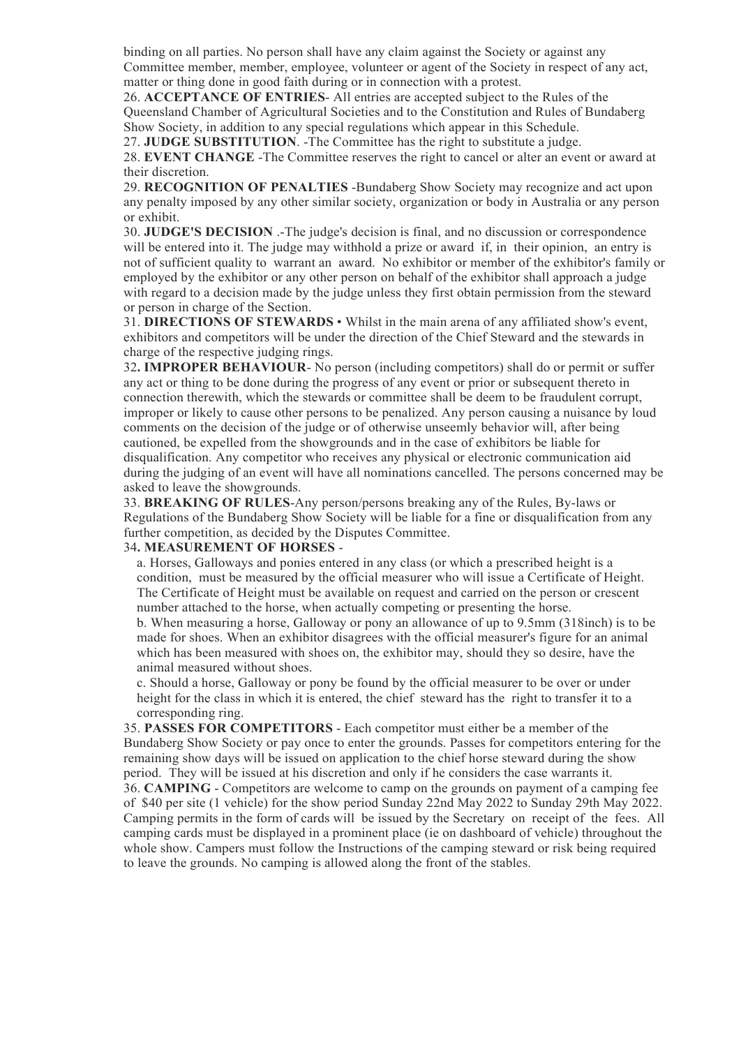binding on all parties. No person shall have any claim against the Society or against any Committee member, member, employee, volunteer or agent of the Society in respect of any act, matter or thing done in good faith during or in connection with a protest.

26. **ACCEPTANCE OF ENTRIES**- All entries are accepted subject to the Rules of the Queensland Chamber of Agricultural Societies and to the Constitution and Rules of Bundaberg Show Society, in addition to any special regulations which appear in this Schedule.

27. **JUDGE SUBSTITUTION**. -The Committee has the right to substitute a judge.

28. **EVENT CHANGE** -The Committee reserves the right to cancel or alter an event or award at their discretion.

29. **RECOGNITION OF PENALTIES** -Bundaberg Show Society may recognize and act upon any penalty imposed by any other similar society, organization or body in Australia or any person or exhibit.

30. **JUDGE'S DECISION** .-The judge's decision is final, and no discussion or correspondence will be entered into it. The judge may withhold a prize or award if, in their opinion, an entry is not of sufficient quality to warrant an award. No exhibitor or member of the exhibitor's family or employed by the exhibitor or any other person on behalf of the exhibitor shall approach a judge with regard to a decision made by the judge unless they first obtain permission from the steward or person in charge of the Section.

31. **DIRECTIONS OF STEWARDS** • Whilst in the main arena of any affiliated show's event, exhibitors and competitors will be under the direction of the Chief Steward and the stewards in charge of the respective judging rings.

32**. IMPROPER BEHAVIOUR**- No person (including competitors) shall do or permit or suffer any act or thing to be done during the progress of any event or prior or subsequent thereto in connection therewith, which the stewards or committee shall be deem to be fraudulent corrupt, improper or likely to cause other persons to be penalized. Any person causing a nuisance by loud comments on the decision of the judge or of otherwise unseemly behavior will, after being cautioned, be expelled from the showgrounds and in the case of exhibitors be liable for disqualification. Any competitor who receives any physical or electronic communication aid during the judging of an event will have all nominations cancelled. The persons concerned may be asked to leave the showgrounds.

33. **BREAKING OF RULES**-Any person/persons breaking any of the Rules, By-laws or Regulations of the Bundaberg Show Society will be liable for a fine or disqualification from any further competition, as decided by the Disputes Committee.

34**. MEASUREMENT OF HORSES** -

a. Horses, Galloways and ponies entered in any class (or which a prescribed height is a condition, must be measured by the official measurer who will issue a Certificate of Height. The Certificate of Height must be available on request and carried on the person or crescent number attached to the horse, when actually competing or presenting the horse.

b. When measuring a horse, Galloway or pony an allowance of up to 9.5mm (318inch) is to be made for shoes. When an exhibitor disagrees with the official measurer's figure for an animal which has been measured with shoes on, the exhibitor may, should they so desire, have the animal measured without shoes.

c. Should a horse, Galloway or pony be found by the official measurer to be over or under height for the class in which it is entered, the chief steward has the right to transfer it to a corresponding ring.

35. **PASSES FOR COMPETITORS** - Each competitor must either be a member of the Bundaberg Show Society or pay once to enter the grounds. Passes for competitors entering for the remaining show days will be issued on application to the chief horse steward during the show period. They will be issued at his discretion and only if he considers the case warrants it.

36. **CAMPING** - Competitors are welcome to camp on the grounds on payment of a camping fee of $40 per site (1 vehicle) for the show period Sunday 22nd May 2022 to Sunday 29th May 2022. Camping permits in the form of cards will be issued by the Secretary on receipt of the fees. All camping cards must be displayed in a prominent place (ie on dashboard of vehicle) throughout the whole show. Campers must follow the Instructions of the camping steward or risk being required to leave the grounds. No camping is allowed along the front of the stables.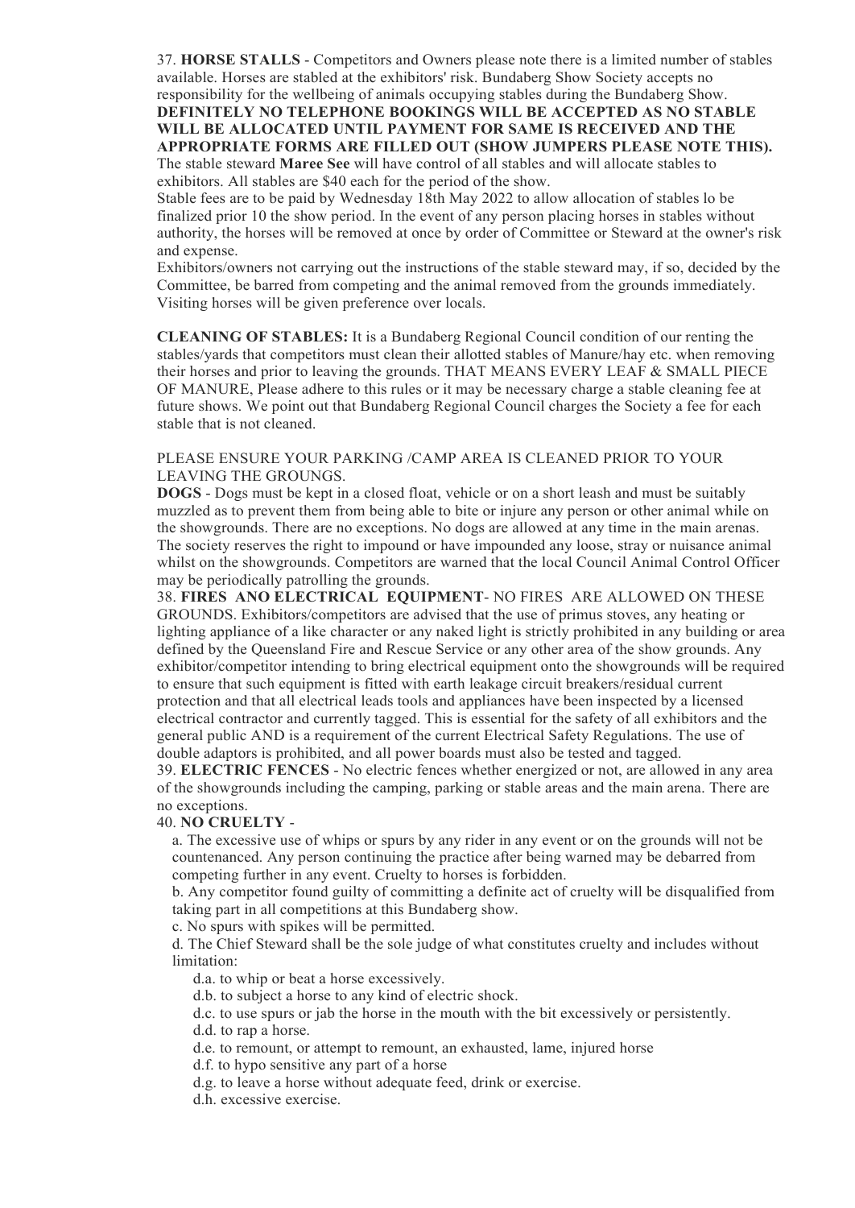37. **HORSE STALLS** - Competitors and Owners please note there is a limited number of stables available. Horses are stabled at the exhibitors' risk. Bundaberg Show Society accepts no responsibility for the wellbeing of animals occupying stables during the Bundaberg Show. **DEFINITELY NO TELEPHONE BOOKINGS WILL BE ACCEPTED AS NO STABLE WILL BE ALLOCATED UNTIL PAYMENT FOR SAME IS RECEIVED AND THE APPROPRIATE FORMS ARE FILLED OUT (SHOW JUMPERS PLEASE NOTE THIS).**
The stable steward **Maree See** will have control of all stables and will allocate stables to exhibitors. All stables are $40 each for the period of the show.
Stable fees are to be paid by Wednesday 18th May 2022 to allow allocation of stables lo be finalized prior 10 the show period. In the event of any person placing horses in stables without authority, the horses will be removed at once by order of Committee or Steward at the owner's risk and expense.
Exhibitors/owners not carrying out the instructions of the stable steward may, if so, decided by the Committee, be barred from competing and the animal removed from the grounds immediately. Visiting horses will be given preference over locals.

**CLEANING OF STABLES:** It is a Bundaberg Regional Council condition of our renting the stables/yards that competitors must clean their allotted stables of Manure/hay etc. when removing their horses and prior to leaving the grounds. THAT MEANS EVERY LEAF & SMALL PIECE OF MANURE, Please adhere to this rules or it may be necessary charge a stable cleaning fee at future shows. We point out that Bundaberg Regional Council charges the Society a fee for each stable that is not cleaned.

PLEASE ENSURE YOUR PARKING /CAMP AREA IS CLEANED PRIOR TO YOUR LEAVING THE GROUNGS.
**DOGS** - Dogs must be kept in a closed float, vehicle or on a short leash and must be suitably muzzled as to prevent them from being able to bite or injure any person or other animal while on the showgrounds. There are no exceptions. No dogs are allowed at any time in the main arenas. The society reserves the right to impound or have impounded any loose, stray or nuisance animal whilst on the showgrounds. Competitors are warned that the local Council Animal Control Officer may be periodically patrolling the grounds.
38. **FIRES ANO ELECTRICAL EQUIPMENT**- NO FIRES ARE ALLOWED ON THESE GROUNDS. Exhibitors/competitors are advised that the use of primus stoves, any heating or lighting appliance of a like character or any naked light is strictly prohibited in any building or area defined by the Queensland Fire and Rescue Service or any other area of the show grounds. Any exhibitor/competitor intending to bring electrical equipment onto the showgrounds will be required to ensure that such equipment is fitted with earth leakage circuit breakers/residual current protection and that all electrical leads tools and appliances have been inspected by a licensed electrical contractor and currently tagged. This is essential for the safety of all exhibitors and the general public AND is a requirement of the current Electrical Safety Regulations. The use of double adaptors is prohibited, and all power boards must also be tested and tagged.
39. **ELECTRIC FENCES** - No electric fences whether energized or not, are allowed in any area of the showgrounds including the camping, parking or stable areas and the main arena. There are no exceptions.
40. **NO CRUELTY** -

a. The excessive use of whips or spurs by any rider in any event or on the grounds will not be countenanced. Any person continuing the practice after being warned may be debarred from competing further in any event. Cruelty to horses is forbidden.

b. Any competitor found guilty of committing a definite act of cruelty will be disqualified from taking part in all competitions at this Bundaberg show.

c. No spurs with spikes will be permitted.

d. The Chief Steward shall be the sole judge of what constitutes cruelty and includes without limitation:

d.a. to whip or beat a horse excessively.
d.b. to subject a horse to any kind of electric shock.
d.c. to use spurs or jab the horse in the mouth with the bit excessively or persistently.
d.d. to rap a horse.
d.e. to remount, or attempt to remount, an exhausted, lame, injured horse
d.f. to hypo sensitive any part of a horse
d.g. to leave a horse without adequate feed, drink or exercise.
d.h. excessive exercise.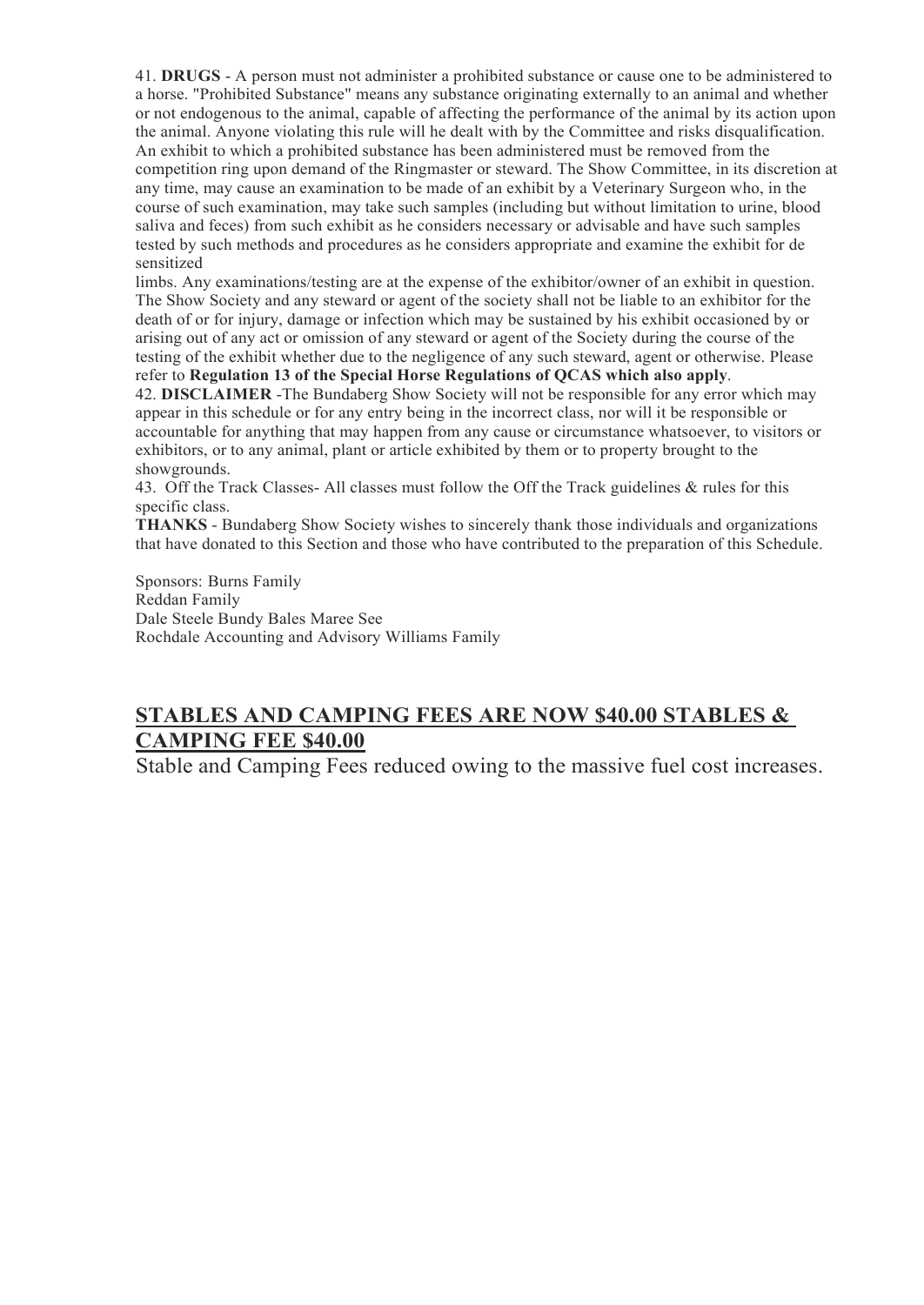41. **DRUGS** - A person must not administer a prohibited substance or cause one to be administered to a horse. "Prohibited Substance" means any substance originating externally to an animal and whether or not endogenous to the animal, capable of affecting the performance of the animal by its action upon the animal. Anyone violating this rule will he dealt with by the Committee and risks disqualification. An exhibit to which a prohibited substance has been administered must be removed from the competition ring upon demand of the Ringmaster or steward. The Show Committee, in its discretion at any time, may cause an examination to be made of an exhibit by a Veterinary Surgeon who, in the course of such examination, may take such samples (including but without limitation to urine, blood saliva and feces) from such exhibit as he considers necessary or advisable and have such samples tested by such methods and procedures as he considers appropriate and examine the exhibit for de sensitized limbs. Any examinations/testing are at the expense of the exhibitor/owner of an exhibit in question. The Show Society and any steward or agent of the society shall not be liable to an exhibitor for the death of or for injury, damage or infection which may be sustained by his exhibit occasioned by or arising out of any act or omission of any steward or agent of the Society during the course of the testing of the exhibit whether due to the negligence of any such steward, agent or otherwise. Please refer to **Regulation 13 of the Special Horse Regulations of QCAS which also apply**.

42. **DISCLAIMER** -The Bundaberg Show Society will not be responsible for any error which may appear in this schedule or for any entry being in the incorrect class, nor will it be responsible or accountable for anything that may happen from any cause or circumstance whatsoever, to visitors or exhibitors, or to any animal, plant or article exhibited by them or to property brought to the showgrounds.

43. Off the Track Classes- All classes must follow the Off the Track guidelines & rules for this specific class.

**THANKS** - Bundaberg Show Society wishes to sincerely thank those individuals and organizations that have donated to this Section and those who have contributed to the preparation of this Schedule.

Sponsors: Burns Family
Reddan Family
Dale Steele Bundy Bales Maree See
Rochdale Accounting and Advisory Williams Family

## STABLES AND CAMPING FEES ARE NOW $40.00 STABLES & CAMPING FEE $40.00

Stable and Camping Fees reduced owing to the massive fuel cost increases.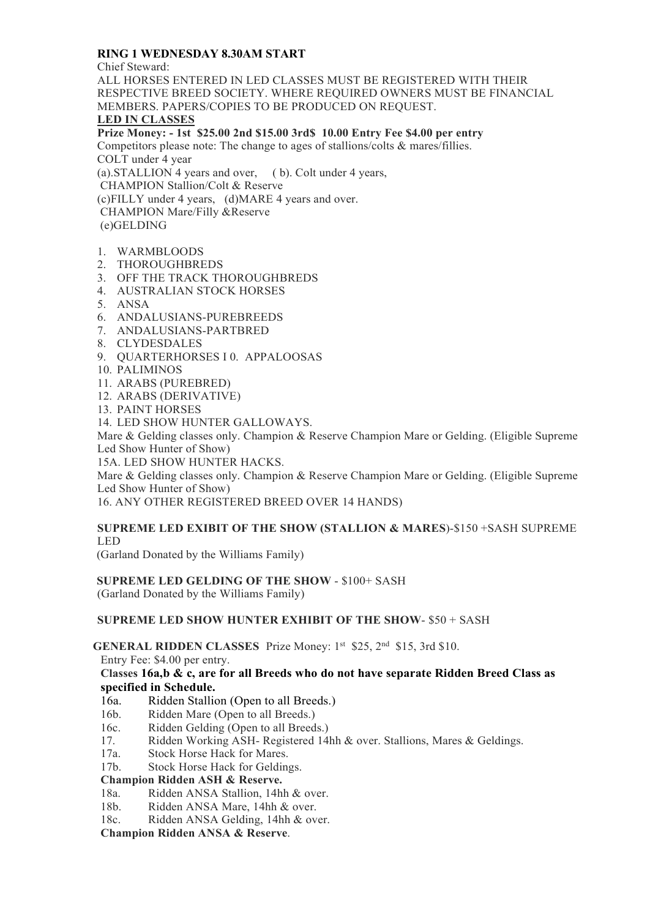**RING 1 WEDNESDAY 8.30AM START**

Chief Steward:

ALL HORSES ENTERED IN LED CLASSES MUST BE REGISTERED WITH THEIR RESPECTIVE BREED SOCIETY. WHERE REQUIRED OWNERS MUST BE FINANCIAL MEMBERS. PAPERS/COPIES TO BE PRODUCED ON REQUEST.

**LED IN CLASSES**

**Prize Money: - 1st $25.00 2nd $15.00 3rd$ 10.00 Entry Fee $4.00 per entry**

Competitors please note: The change to ages of stallions/colts & mares/fillies.

COLT under 4 year

(a).STALLION 4 years and over, ( b). Colt under 4 years,

CHAMPION Stallion/Colt & Reserve

(c)FILLY under 4 years, (d)MARE 4 years and over.

CHAMPION Mare/Filly &Reserve

(e)GELDING

1. WARMBLOODS
2. THOROUGHBREDS
3. OFF THE TRACK THOROUGHBREDS
4. AUSTRALIAN STOCK HORSES
5. ANSA
6. ANDALUSIANS-PUREBREEDS
7. ANDALUSIANS-PARTBRED
8. CLYDESDALES
9. QUARTERHORSES I 0. APPALOOSAS
10. PALIMINOS
11. ARABS (PUREBRED)
12. ARABS (DERIVATIVE)
13. PAINT HORSES
14. LED SHOW HUNTER GALLOWAYS.

Mare & Gelding classes only. Champion & Reserve Champion Mare or Gelding. (Eligible Supreme Led Show Hunter of Show)

15A. LED SHOW HUNTER HACKS.

Mare & Gelding classes only. Champion & Reserve Champion Mare or Gelding. (Eligible Supreme Led Show Hunter of Show)

16. ANY OTHER REGISTERED BREED OVER 14 HANDS)

**SUPREME LED EXIBIT OF THE SHOW (STALLION & MARES**)-$150 +SASH SUPREME LED

(Garland Donated by the Williams Family)

**SUPREME LED GELDING OF THE SHOW** - $100+ SASH

(Garland Donated by the Williams Family)

**SUPREME LED SHOW HUNTER EXHIBIT OF THE SHOW**- $50 + SASH

**GENERAL RIDDEN CLASSES** Prize Money: 1st $25, 2nd $15, 3rd $10.

Entry Fee: $4.00 per entry.

**Classes 16a,b & c, are for all Breeds who do not have separate Ridden Breed Class as specified in Schedule.**

- 16a. Ridden Stallion (Open to all Breeds.)
- 16b. Ridden Mare (Open to all Breeds.)
- 16c. Ridden Gelding (Open to all Breeds.)
- 17. Ridden Working ASH- Registered 14hh & over. Stallions, Mares & Geldings.
- 17a. Stock Horse Hack for Mares.
- 17b. Stock Horse Hack for Geldings.

**Champion Ridden ASH & Reserve.**

- 18a. Ridden ANSA Stallion, 14hh & over.
- 18b. Ridden ANSA Mare, 14hh & over.
- 18c. Ridden ANSA Gelding, 14hh & over.

**Champion Ridden ANSA & Reserve**.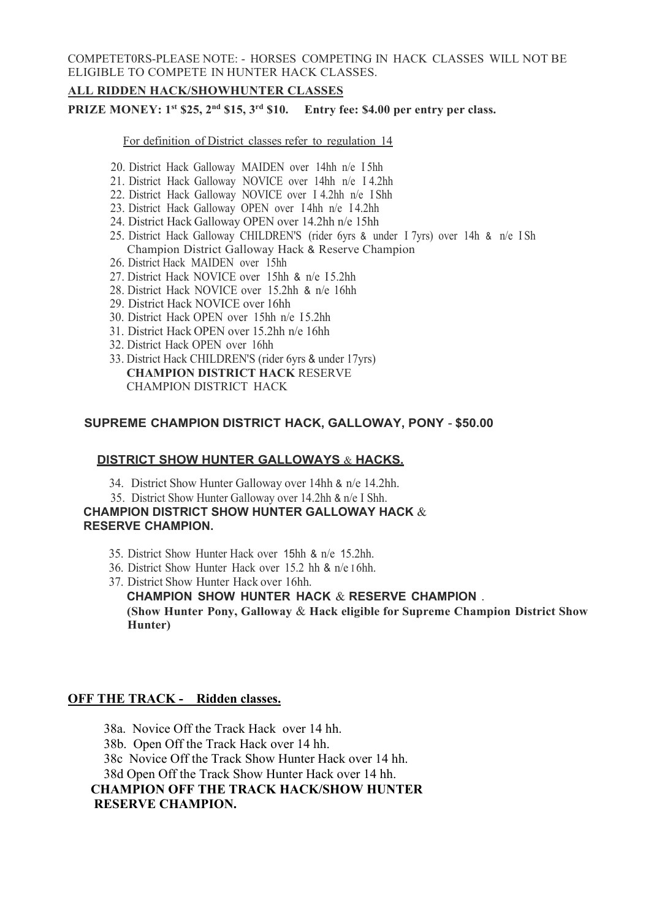COMPETET0RS-PLEASE NOTE: - HORSES COMPETING IN HACK CLASSES WILL NOT BE ELIGIBLE TO COMPETE IN HUNTER HACK CLASSES.

**ALL RIDDEN HACK/SHOWHUNTER CLASSES**

**PRIZE MONEY: 1st $25, 2nd $15, 3rd $10. Entry fee: $4.00 per entry per class.**

For definition of District classes refer to regulation 14

20. District Hack Galloway MAIDEN over 14hh n/e I 5hh
21. District Hack Galloway NOVICE over 14hh n/e I 4.2hh
22. District Hack Galloway NOVICE over I 4.2hh n/e I Shh
23. District Hack Galloway OPEN over I 4hh n/e I 4.2hh
24. District Hack Galloway OPEN over 14.2hh n/e 15hh
25. District Hack Galloway CHILDREN'S (rider 6yrs & under I 7yrs) over 14h & n/e I Sh
    Champion District Galloway Hack & Reserve Champion
26. District Hack MAIDEN over 15hh
27. District Hack NOVICE over 15hh & n/e I 5.2hh
28. District Hack NOVICE over 15.2hh & n/e 16hh
29. District Hack NOVICE over 16hh
30. District Hack OPEN over 15hh n/e I 5.2hh
31. District Hack OPEN over 15.2hh n/e 16hh
32. District Hack OPEN over 16hh
33. District Hack CHILDREN'S (rider 6yrs & under 17yrs)
    **CHAMPION DISTRICT HACK** RESERVE
    CHAMPION DISTRICT HACK

**SUPREME CHAMPION DISTRICT HACK, GALLOWAY, PONY - $50.00**

**DISTRICT SHOW HUNTER GALLOWAYS & HACKS.**

34. District Show Hunter Galloway over 14hh & n/e 14.2hh.
35. District Show Hunter Galloway over 14.2hh & n/e I Shh.

**CHAMPION DISTRICT SHOW HUNTER GALLOWAY HACK & RESERVE CHAMPION.**

35. District Show Hunter Hack over 15hh & n/e 15.2hh.
36. District Show Hunter Hack over 15.2 hh & n/e 16hh.
37. District Show Hunter Hack over 16hh.
    **CHAMPION SHOW HUNTER HACK & RESERVE CHAMPION** .
    **(Show Hunter Pony, Galloway & Hack eligible for Supreme Champion District Show Hunter)**

**OFF THE TRACK - Ridden classes.**

38a. Novice Off the Track Hack over 14 hh.
38b. Open Off the Track Hack over 14 hh.
38c Novice Off the Track Show Hunter Hack over 14 hh.
38d Open Off the Track Show Hunter Hack over 14 hh.

**CHAMPION OFF THE TRACK HACK/SHOW HUNTER**
**RESERVE CHAMPION.**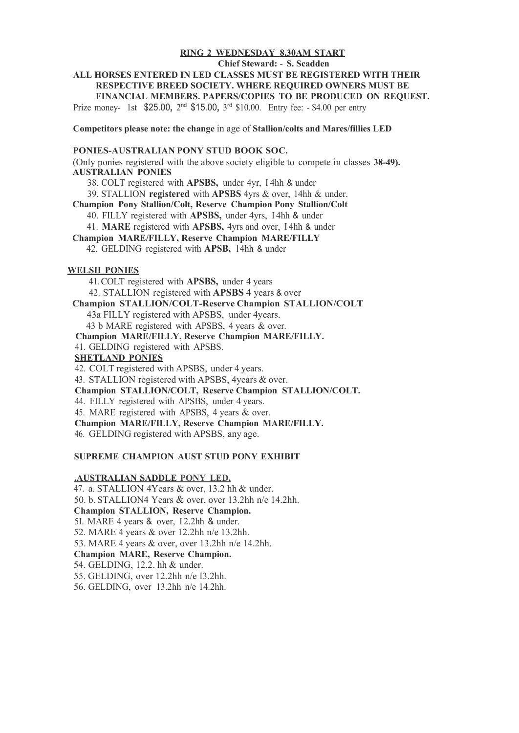## RING 2 WEDNESDAY 8.30AM START

**Chief Steward: - S. Scadden**

**ALL HORSES ENTERED IN LED CLASSES MUST BE REGISTERED WITH THEIR RESPECTIVE BREED SOCIETY. WHERE REQUIRED OWNERS MUST BE FINANCIAL MEMBERS. PAPERS/COPIES TO BE PRODUCED ON REQUEST.**

Prize money- 1st $25.00, 2nd $15.00, 3rd $10.00. Entry fee: - $4.00 per entry

**Competitors please note: the change** in age of **Stallion/colts and Mares/fillies LED**

**PONIES-AUSTRALIAN PONY STUD BOOK SOC.**

(Only ponies registered with the above society eligible to compete in classes **38-49).**

**AUSTRALIAN PONIES**

38. COLT registered with **APSBS,** under 4yr, I4hh & under
39. STALLION **registered** with **APSBS** 4yrs & over, 14hh & under.

**Champion Pony Stallion/Colt, Reserve Champion Pony Stallion/Colt**

40. FILLY registered with **APSBS,** under 4yrs, I4hh & under
41. **MARE** registered with **APSBS,** 4yrs and over, I4hh & under

**Champion MARE/FILLY, Reserve Champion MARE/FILLY**

42. GELDING registered with **APSB,** 14hh & under

**WELSH PONIES**

41. COLT registered with **APSBS,** under 4 years
42. STALLION registered with **APSBS** 4 years & over

**Champion STALLION/COLT-Reserve Champion STALLION/COLT**

43a FILLY registered with APSBS, under 4years.

43 b MARE registered with APSBS, 4 years & over.

**Champion MARE/FILLY, Reserve Champion MARE/FILLY.**

41. GELDING registered with APSBS.

**SHETLAND PONIES**

42. COLT registered with APSBS, under 4 years.
43. STALLION registered with APSBS, 4years & over.

**Champion STALLION/COLT, Reserve Champion STALLION/COLT.**

44. FILLY registered with APSBS, under 4 years.
45. MARE registered with APSBS, 4 years & over.

**Champion MARE/FILLY, Reserve Champion MARE/FILLY.**

46. GELDING registered with APSBS, any age.

**SUPREME CHAMPION AUST STUD PONY EXHIBIT**

**.AUSTRALIAN SADDLE PONY LED.**

47. a. STALLION 4Years & over, 13.2 hh & under.

50. b. STALLION4 Years & over, over 13.2hh n/e 14.2hh.

**Champion STALLION, Reserve Champion.**

5I. MARE 4 years & over, I2.2hh & under.

52. MARE 4 years & over 12.2hh n/e 13.2hh.

53. MARE 4 years & over, over 13.2hh n/e 14.2hh.

**Champion MARE, Reserve Champion.**

54. GELDING, 12.2. hh & under.

55. GELDING, over 12.2hh n/e l3.2hh.

56. GELDING, over 13.2hh n/e 14.2hh.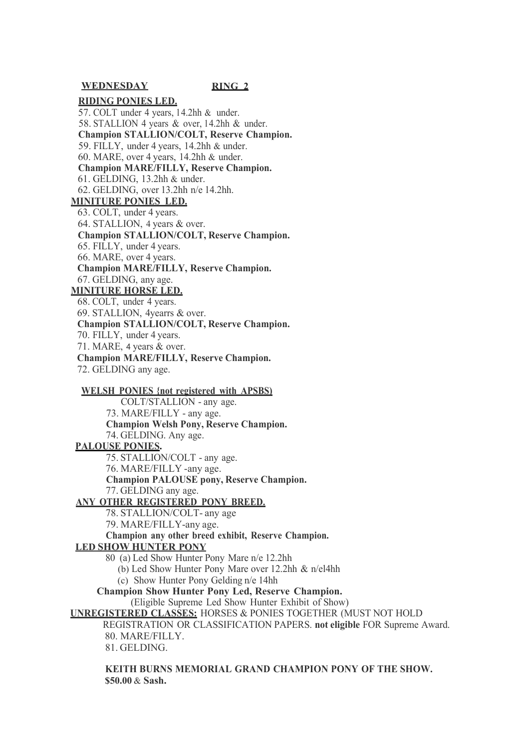**WEDNESDAY RING 2**

**RIDING PONIES LED.**

57. COLT under 4 years, 14.2hh & under.
58. STALLION 4 years & over, 14.2hh & under.

**Champion STALLION/COLT, Reserve Champion.**

59. FILLY, under 4 years, 14.2hh & under.
60. MARE, over 4 years, 14.2hh & under.

**Champion MARE/FILLY, Reserve Champion.**

61. GELDING, 13.2hh & under.
62. GELDING, over 13.2hh n/e 14.2hh.

**MINITURE PONIES LED.**

63. COLT, under 4 years.
64. STALLION, 4 years & over.

**Champion STALLION/COLT, Reserve Champion.**

65. FILLY, under 4 years.
66. MARE, over 4 years.

**Champion MARE/FILLY, Reserve Champion.**

67. GELDING, any age.

**MINITURE HORSE LED.**

68. COLT, under 4 years.
69. STALLION, 4yearrs & over.

**Champion STALLION/COLT, Reserve Champion.**

70. FILLY, under 4 years.
71. MARE, 4 years & over.

**Champion MARE/FILLY, Reserve Champion.**

72. GELDING any age.

**WELSH PONIES {not registered with APSBS)**

COLT/STALLION - any age.

73. MARE/FILLY - any age.

**Champion Welsh Pony, Reserve Champion.**

74. GELDING. Any age.

**PALOUSE PONIES.**

75. STALLION/COLT - any age.
76. MARE/FILLY -any age.

**Champion PALOUSE pony, Reserve Champion.**

77. GELDING any age.

**ANY OTHER REGISTERED PONY BREED.**

78. STALLION/COLT- any age
79. MARE/FILLY-any age.

**Champion any other breed exhibit, Reserve Champion.**

**LED SHOW HUNTER PONY**

80 (a) Led Show Hunter Pony Mare n/e 12.2hh
(b) Led Show Hunter Pony Mare over 12.2hh & n/el4hh
(c) Show Hunter Pony Gelding n/e 14hh

**Champion Show Hunter Pony Led, Reserve Champion.**

(Eligible Supreme Led Show Hunter Exhibit of Show)

**UNREGISTERED CLASSES:** HORSES & PONIES TOGETHER (MUST NOT HOLD REGISTRATION OR CLASSIFICATION PAPERS. **not eligible** FOR Supreme Award.

80. MARE/FILLY.
81. GELDING.

**KEITH BURNS MEMORIAL GRAND CHAMPION PONY OF THE SHOW.**
**$50.00 & Sash.**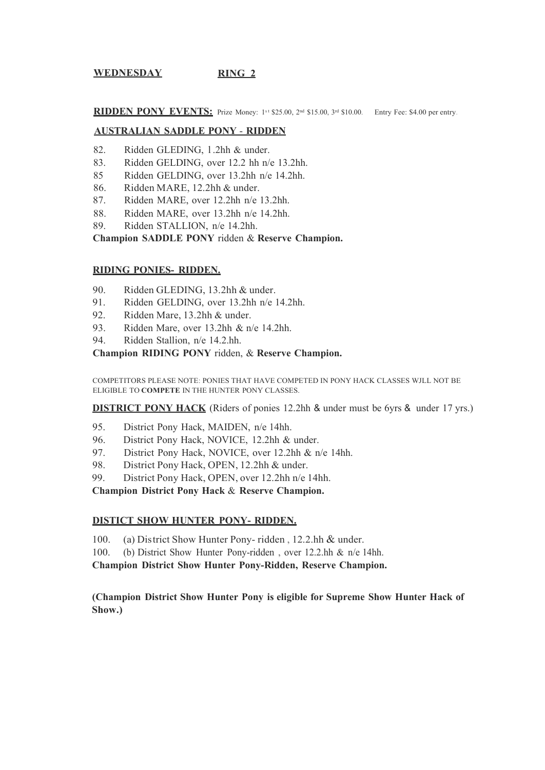**WEDNESDAY** **RING 2**

**RIDDEN PONY EVENTS:** Prize Money: 1st $25.00, 2nd $15.00, 3rd $10.00. Entry Fee: $4.00 per entry.

**AUSTRALIAN SADDLE PONY - RIDDEN**

82. Ridden GLEDING, 1.2hh & under.
83. Ridden GELDING, over 12.2 hh n/e 13.2hh.
85 Ridden GELDING, over 13.2hh n/e 14.2hh.
86. Ridden MARE, 12.2hh & under.
87. Ridden MARE, over 12.2hh n/e 13.2hh.
88. Ridden MARE, over 13.2hh n/e 14.2hh.
89. Ridden STALLION, n/e 14.2hh.

**Champion SADDLE PONY** ridden & **Reserve Champion.**

**RIDING PONIES- RIDDEN.**

90. Ridden GLEDING, 13.2hh & under.
91. Ridden GELDING, over 13.2hh n/e 14.2hh.
92. Ridden Mare, 13.2hh & under.
93. Ridden Mare, over 13.2hh & n/e 14.2hh.
94. Ridden Stallion, n/e 14.2.hh.

**Champion RIDING PONY** ridden, & **Reserve Champion.**

COMPETITORS PLEASE NOTE: PONIES THAT HAVE COMPETED IN PONY HACK CLASSES WJLL NOT BE ELIGIBLE TO **COMPETE** IN THE HUNTER PONY CLASSES.

**DISTRICT PONY HACK** (Riders of ponies 12.2hh & under must be 6yrs & under 17 yrs.)

95. District Pony Hack, MAIDEN, n/e 14hh.
96. District Pony Hack, NOVICE, 12.2hh & under.
97. District Pony Hack, NOVICE, over 12.2hh & n/e 14hh.
98. District Pony Hack, OPEN, 12.2hh & under.
99. District Pony Hack, OPEN, over 12.2hh n/e 14hh.

**Champion District Pony Hack** & **Reserve Champion.**

**DISTICT SHOW HUNTER PONY- RIDDEN.**

100. (a) District Show Hunter Pony- ridden , 12.2.hh & under.
100. (b) District Show Hunter Pony-ridden , over 12.2.hh & n/e 14hh.

**Champion District Show Hunter Pony-Ridden, Reserve Champion.**

**(Champion District Show Hunter Pony is eligible for Supreme Show Hunter Hack of Show.)**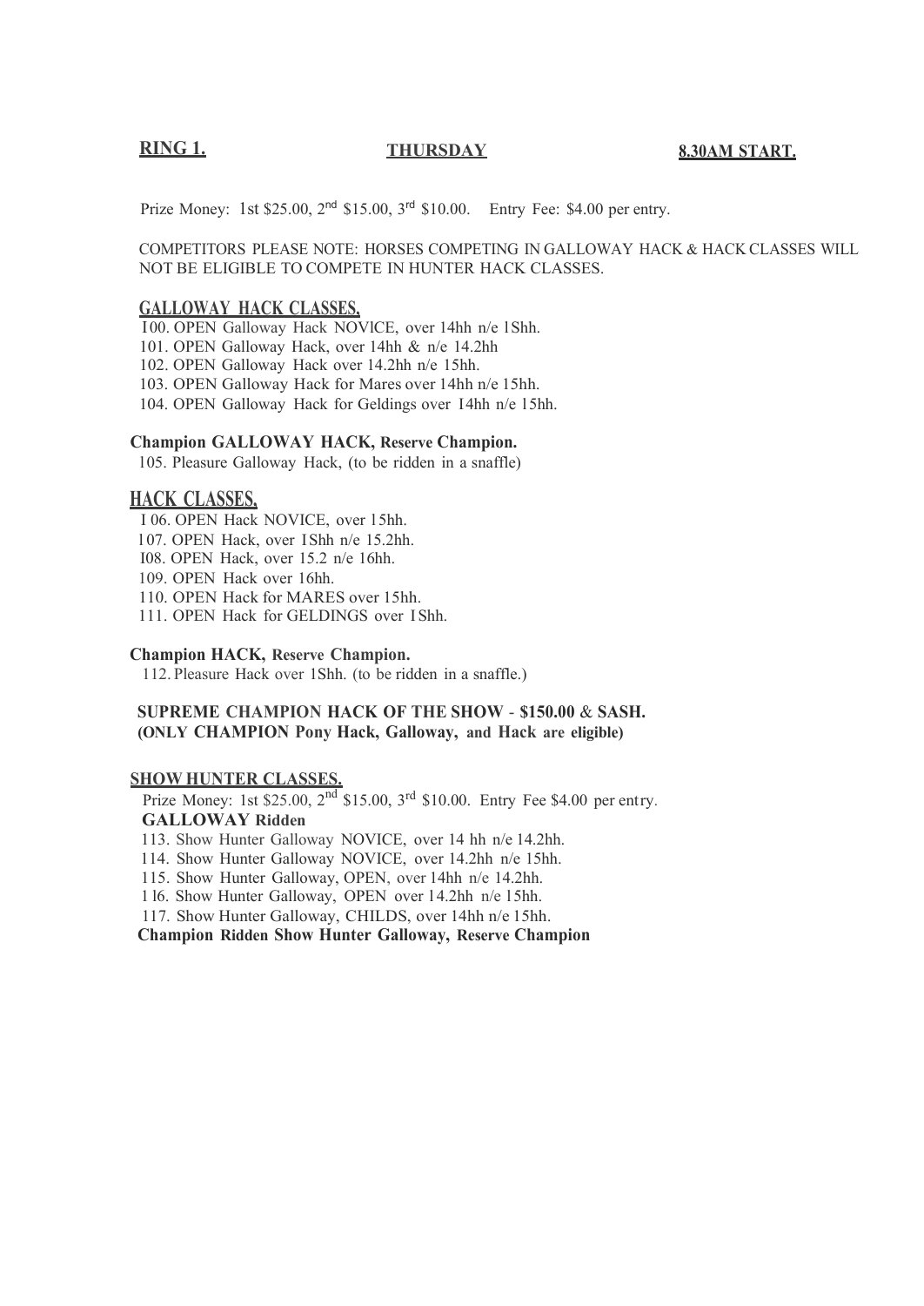**RING 1.** **THURSDAY** **8.30AM START.**

Prize Money: 1st $25.00, 2nd $15.00, 3rd $10.00. Entry Fee: $4.00 per entry.

COMPETITORS PLEASE NOTE: HORSES COMPETING IN GALLOWAY HACK & HACK CLASSES WILL NOT BE ELIGIBLE TO COMPETE IN HUNTER HACK CLASSES.

## GALLOWAY HACK CLASSES.

100. OPEN Galloway Hack NOVICE, over 14hh n/e 15hh.
101. OPEN Galloway Hack, over 14hh & n/e 14.2hh
102. OPEN Galloway Hack over 14.2hh n/e 15hh.
103. OPEN Galloway Hack for Mares over 14hh n/e 15hh.
104. OPEN Galloway Hack for Geldings over 14hh n/e 15hh.

**Champion GALLOWAY HACK, Reserve Champion.**

105. Pleasure Galloway Hack, (to be ridden in a snaffle)

## HACK CLASSES.

106. OPEN Hack NOVICE, over 15hh.
107. OPEN Hack, over 15hh n/e 15.2hh.
108. OPEN Hack, over 15.2 n/e 16hh.
109. OPEN Hack over 16hh.
110. OPEN Hack for MARES over 15hh.
111. OPEN Hack for GELDINGS over 15hh.

**Champion HACK, Reserve Champion.**

112. Pleasure Hack over 15hh. (to be ridden in a snaffle.)

**SUPREME CHAMPION HACK OF THE SHOW - $150.00 & SASH.**
**(ONLY CHAMPION Pony Hack, Galloway, and Hack are eligible)**

## SHOW HUNTER CLASSES.

Prize Money: 1st $25.00, 2nd $15.00, 3rd $10.00. Entry Fee $4.00 per entry.

**GALLOWAY Ridden**

113. Show Hunter Galloway NOVICE, over 14 hh n/e 14.2hh.
114. Show Hunter Galloway NOVICE, over 14.2hh n/e 15hh.
115. Show Hunter Galloway, OPEN, over 14hh n/e 14.2hh.
116. Show Hunter Galloway, OPEN over 14.2hh n/e 15hh.
117. Show Hunter Galloway, CHILDS, over 14hh n/e 15hh.

**Champion Ridden Show Hunter Galloway, Reserve Champion**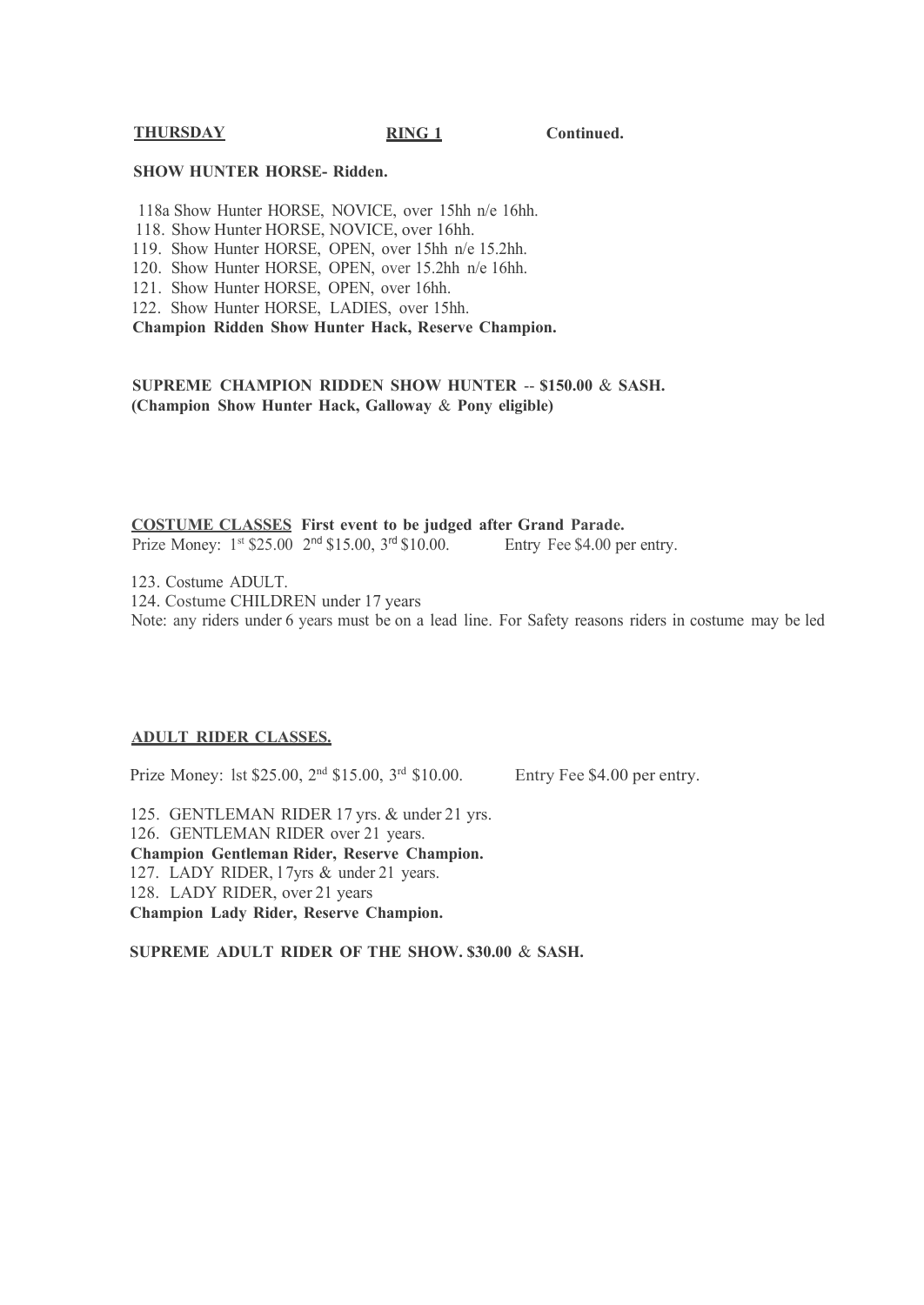**THURSDAY** **RING 1** **Continued.**

**SHOW HUNTER HORSE- Ridden.**

118a Show Hunter HORSE, NOVICE, over 15hh n/e 16hh.
118. Show Hunter HORSE, NOVICE, over 16hh.
119. Show Hunter HORSE, OPEN, over 15hh n/e 15.2hh.
120. Show Hunter HORSE, OPEN, over 15.2hh n/e 16hh.
121. Show Hunter HORSE, OPEN, over 16hh.
122. Show Hunter HORSE, LADIES, over 15hh.
**Champion Ridden Show Hunter Hack, Reserve Champion.**

**SUPREME CHAMPION RIDDEN SHOW HUNTER -- $150.00 & SASH.**
**(Champion Show Hunter Hack, Galloway & Pony eligible)**

**COSTUME CLASSES First event to be judged after Grand Parade.**
Prize Money: 1st $25.00 2nd $15.00, 3rd $10.00. Entry Fee $4.00 per entry.

123. Costume ADULT.
124. Costume CHILDREN under 17 years
Note: any riders under 6 years must be on a lead line. For Safety reasons riders in costume may be led

**ADULT RIDER CLASSES.**

Prize Money: 1st $25.00, 2nd $15.00, 3rd $10.00. Entry Fee $4.00 per entry.

125. GENTLEMAN RIDER 17 yrs. & under 21 yrs.
126. GENTLEMAN RIDER over 21 years.
**Champion Gentleman Rider, Reserve Champion.**
127. LADY RIDER, 17yrs & under 21 years.
128. LADY RIDER, over 21 years
**Champion Lady Rider, Reserve Champion.**

**SUPREME ADULT RIDER OF THE SHOW. $30.00 & SASH.**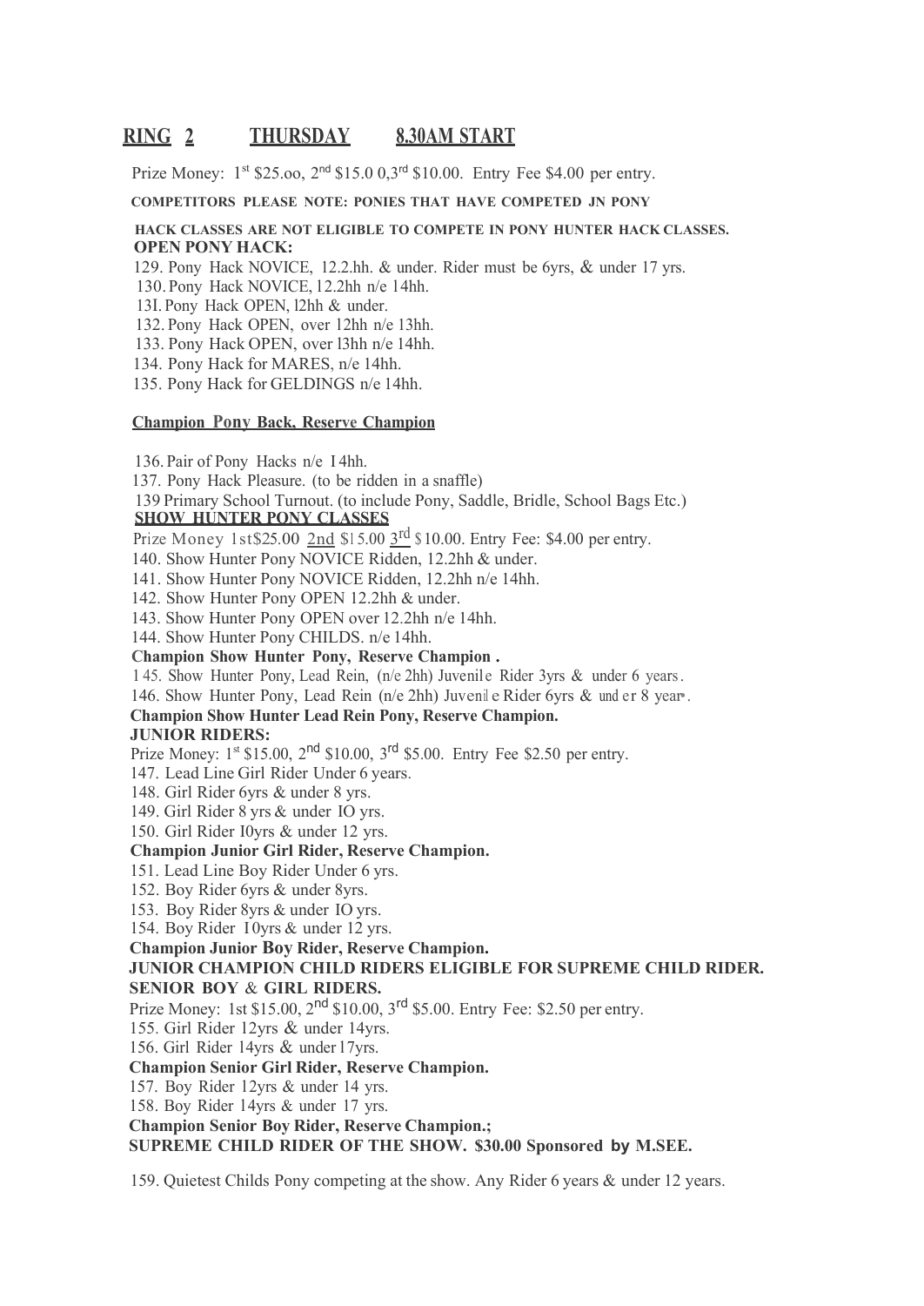## RING 2 THURSDAY 8.30AM START

Prize Money: 1st $25.oo, 2nd $15.0 0,3rd $10.00. Entry Fee $4.00 per entry.

**COMPETITORS PLEASE NOTE: PONIES THAT HAVE COMPETED JN PONY HACK CLASSES ARE NOT ELIGIBLE TO COMPETE IN PONY HUNTER HACK CLASSES.**

**OPEN PONY HACK:**

129. Pony Hack NOVICE, 12.2.hh. & under. Rider must be 6yrs, & under 17 yrs.
130. Pony Hack NOVICE, 12.2hh n/e 14hh.
13I. Pony Hack OPEN, l2hh & under.
132. Pony Hack OPEN, over 12hh n/e 13hh.
133. Pony Hack OPEN, over l3hh n/e 14hh.
134. Pony Hack for MARES, n/e 14hh.
135. Pony Hack for GELDINGS n/e 14hh.

**Champion Pony Back, Reserve Champion**

136. Pair of Pony Hacks n/e I 4hh.
137. Pony Hack Pleasure. (to be ridden in a snaffle)
139 Primary School Turnout. (to include Pony, Saddle, Bridle, School Bags Etc.)

**SHOW HUNTER PONY CLASSES**

Prize Money 1st$25.00 2nd $15.00 3rd $10.00. Entry Fee: $4.00 per entry.

140. Show Hunter Pony NOVICE Ridden, 12.2hh & under.
141. Show Hunter Pony NOVICE Ridden, 12.2hh n/e 14hh.
142. Show Hunter Pony OPEN 12.2hh & under.
143. Show Hunter Pony OPEN over 12.2hh n/e 14hh.
144. Show Hunter Pony CHILDS. n/e 14hh.

**Champion Show Hunter Pony, Reserve Champion .**

145. Show Hunter Pony, Lead Rein, (n/e 2hh) Juvenile Rider 3yrs & under 6 years.
146. Show Hunter Pony, Lead Rein (n/e 2hh) Juvenile Rider 6yrs & under 8 years.

**Champion Show Hunter Lead Rein Pony, Reserve Champion.**

**JUNIOR RIDERS:**

Prize Money: 1st $15.00, 2nd $10.00, 3rd $5.00. Entry Fee $2.50 per entry.

147. Lead Line Girl Rider Under 6 years.
148. Girl Rider 6yrs & under 8 yrs.
149. Girl Rider 8 yrs & under IO yrs.
150. Girl Rider I0yrs & under 12 yrs.

**Champion Junior Girl Rider, Reserve Champion.**

151. Lead Line Boy Rider Under 6 yrs.
152. Boy Rider 6yrs & under 8yrs.
153. Boy Rider 8yrs & under IO yrs.
154. Boy Rider I0yrs & under 12 yrs.

**Champion Junior Boy Rider, Reserve Champion.**

**JUNIOR CHAMPION CHILD RIDERS ELIGIBLE FOR SUPREME CHILD RIDER.**

**SENIOR BOY & GIRL RIDERS.**

Prize Money: 1st $15.00, 2nd $10.00, 3rd $5.00. Entry Fee: $2.50 per entry.

155. Girl Rider 12yrs & under 14yrs.
156. Girl Rider 14yrs & under 17yrs.

**Champion Senior Girl Rider, Reserve Champion.**

157. Boy Rider 12yrs & under 14 yrs.
158. Boy Rider 14yrs & under 17 yrs.

**Champion Senior Boy Rider, Reserve Champion.;**

**SUPREME CHILD RIDER OF THE SHOW. $30.00 Sponsored by M.SEE.**

159. Quietest Childs Pony competing at the show. Any Rider 6 years & under 12 years.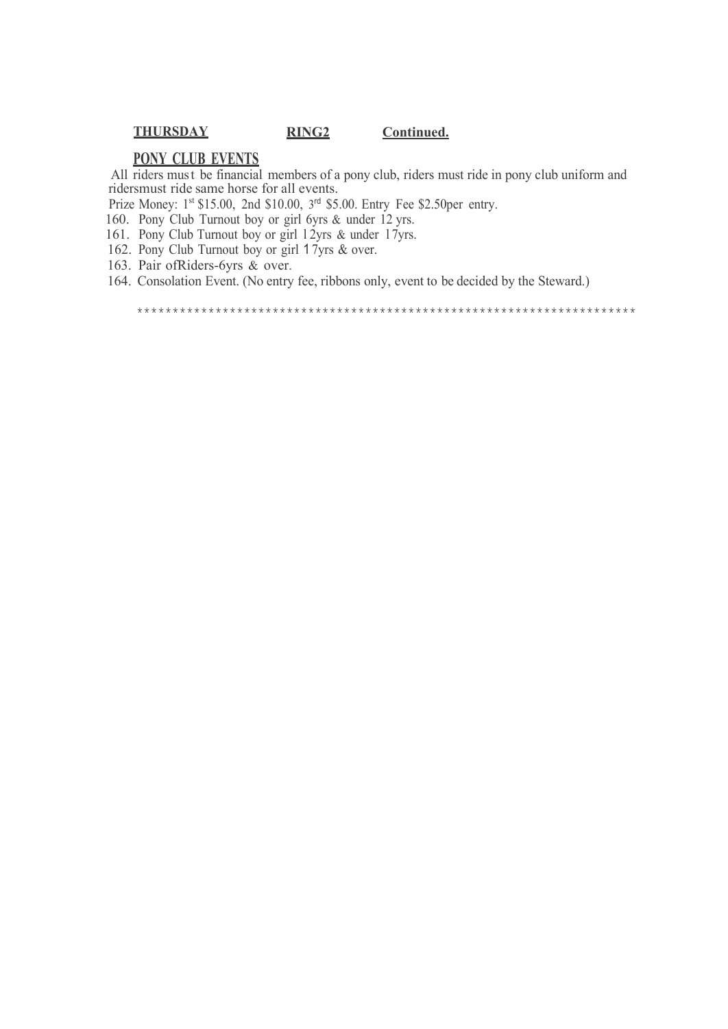**THURSDAY** **RING2** **Continued.**

## PONY CLUB EVENTS

All riders must be financial members of a pony club, riders must ride in pony club uniform and ridersmust ride same horse for all events.

Prize Money: 1st $15.00, 2nd $10.00, 3rd $5.00. Entry Fee $2.50per entry.

160. Pony Club Turnout boy or girl 6yrs & under 12 yrs.
161. Pony Club Turnout boy or girl 12yrs & under 17yrs.
162. Pony Club Turnout boy or girl 17yrs & over.
163. Pair ofRiders-6yrs & over.
164. Consolation Event. (No entry fee, ribbons only, event to be decided by the Steward.)

**********************************************************************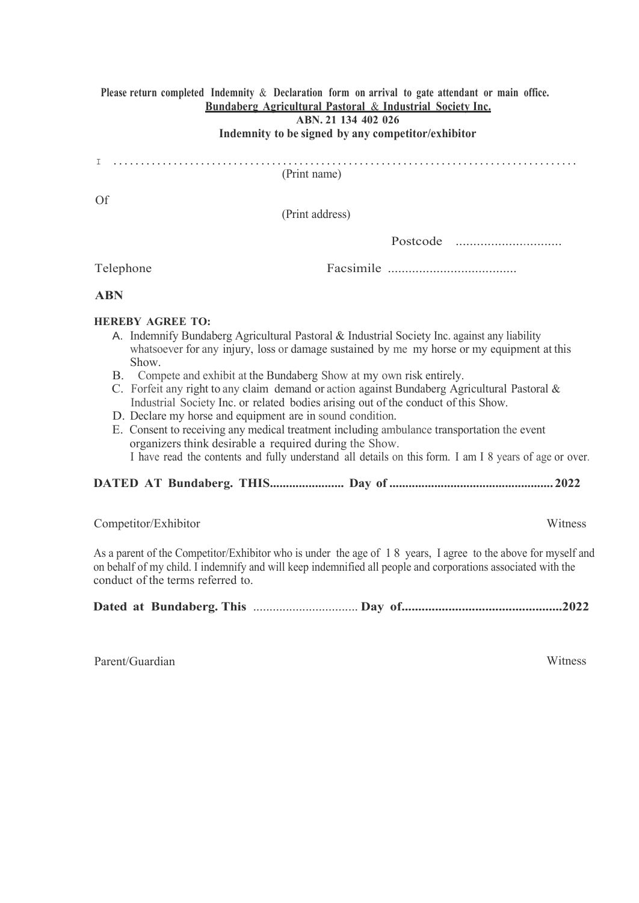**Please return completed Indemnity & Declaration form on arrival to gate attendant or main office.**

**Bundaberg Agricultural Pastoral & Industrial Society Inc.**

**ABN. 21 134 402 026**

**Indemnity to be signed by any competitor/exhibitor**

I ....................................................................................

(Print name)

Of

(Print address)

Postcode ..............................

Telephone Facsimile ....................................

**ABN**

**HEREBY AGREE TO:**

A. Indemnify Bundaberg Agricultural Pastoral & Industrial Society Inc. against any liability whatsoever for any injury, loss or damage sustained by me my horse or my equipment at this Show.

B. Compete and exhibit at the Bundaberg Show at my own risk entirely.

C. Forfeit any right to any claim demand or action against Bundaberg Agricultural Pastoral & Industrial Society Inc. or related bodies arising out of the conduct of this Show.

D. Declare my horse and equipment are in sound condition.

E. Consent to receiving any medical treatment including ambulance transportation the event organizers think desirable a required during the Show.

I have read the contents and fully understand all details on this form. I am I 8 years of age or over.

**DATED AT Bundaberg. THIS...................... Day of .................................................. 2022**

Competitor/Exhibitor Witness

As a parent of the Competitor/Exhibitor who is under the age of 1 8 years, I agree to the above for myself and on behalf of my child. I indemnify and will keep indemnified all people and corporations associated with the conduct of the terms referred to.

**Dated at Bundaberg. This** ............................... **Day of................................................2022**

Parent/Guardian Witness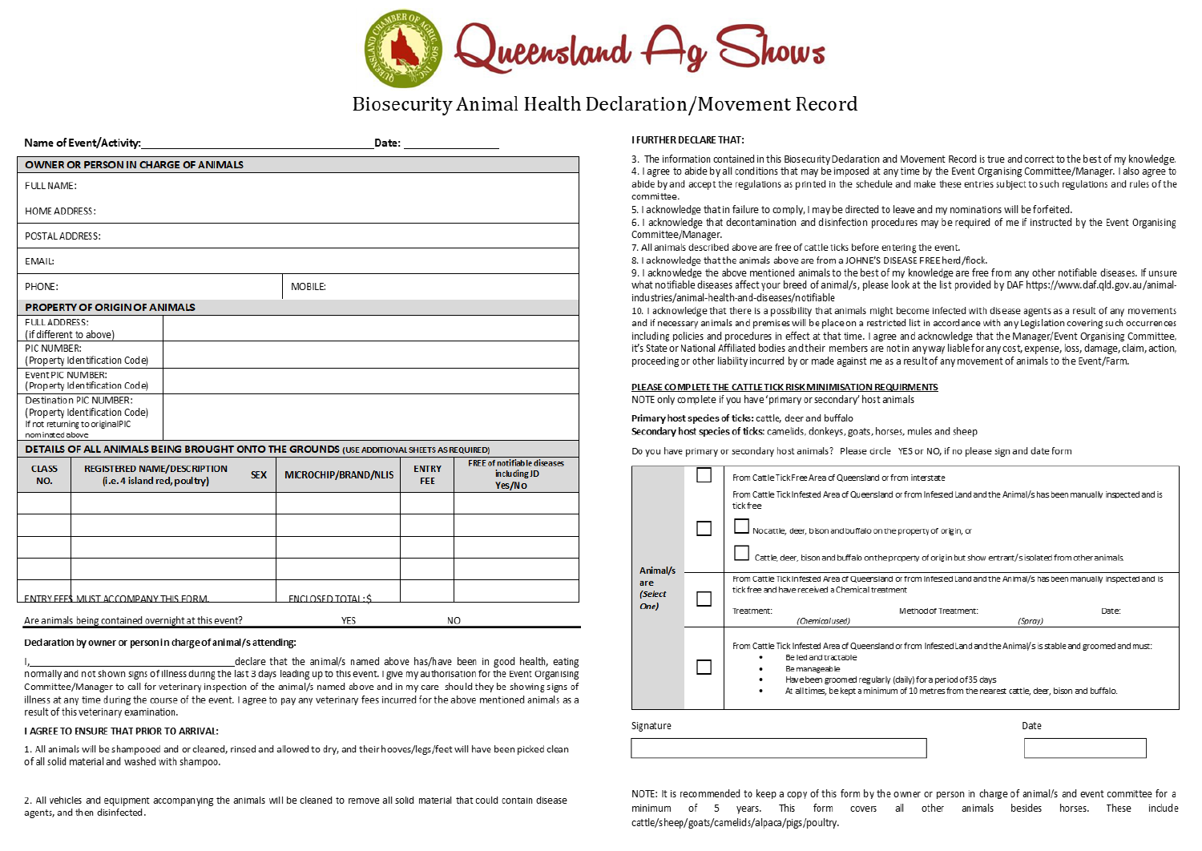# Queensland Ag Shows

## Biosecurity Animal Health Declaration/Movement Record

**Name of Event/Activity:**\_\_\_\_\_\_\_\_\_\_\_\_\_\_\_\_\_\_\_\_\_\_\_\_\_\_\_\_\_\_\_\_\_\_\_\_\_\_\_\_ **Date:** \_\_\_\_\_\_\_\_\_\_\_\_\_\_\_\_

| **OWNER OR PERSON IN CHARGE OF ANIMALS** | |
|---|---|
| FULL NAME: | |
| HOME ADDRESS: | |
| POSTAL ADDRESS: | |
| EMAIL: | |
| PHONE: | MOBILE: |

| **PROPERTY OF ORIGIN OF ANIMALS** | |
|---|---|
| FULL ADDRESS: (if different to above) | |
| PIC NUMBER: (Property Identification Code) | |
| Event PIC NUMBER: (Property Identification Code) | |
| Destination PIC NUMBER: (Property Identification Code) If not returning to original PIC nominated above | |

**DETAILS OF ALL ANIMALS BEING BROUGHT ONTO THE GROUNDS** (USE ADDITIONAL SHEETS AS REQUIRED)

| CLASS NO. | REGISTERED NAME/DESCRIPTION (i.e. 4 island red, poultry) | SEX | MICROCHIP/BRAND/NLIS | ENTRY FEE | FREE of notifiable diseases including JD Yes/No |
|---|---|---|---|---|---|
| | | | | | |
| | | | | | |
| | | | | | |
| | | | | | |
| ENTRY FEES MUST ACCOMPANY THIS FORM. | | | ENCLOSED TOTAL: $ | | |

Are animals being contained overnight at this event? YES NO

**Declaration by owner or person in charge of animal/s attending:**

I, \_\_\_\_\_\_\_\_\_\_\_\_\_\_\_\_\_\_\_\_\_\_\_\_\_\_\_\_\_\_\_\_ declare that the animal/s named above has/have been in good health, eating normally and not shown signs of illness during the last 3 days leading up to this event. I give my authorisation for the Event Organising Committee/Manager to call for veterinary inspection of the animal/s named above and in my care should they be showing signs of illness at any time during the course of the event. I agree to pay any veterinary fees incurred for the above mentioned animals as a result of this veterinary examination.

**I AGREE TO ENSURE THAT PRIOR TO ARRIVAL:**

1. All animals will be shampooed and or cleaned, rinsed and allowed to dry, and their hooves/legs/feet will have been picked clean of all solid material and washed with shampoo.

2. All vehicles and equipment accompanying the animals will be cleaned to remove all solid material that could contain disease agents, and then disinfected.

**I FURTHER DECLARE THAT:**

3. The information contained in this Biosecurity Declaration and Movement Record is true and correct to the best of my knowledge.
4. I agree to abide by all conditions that may be imposed at any time by the Event Organising Committee/Manager. I also agree to abide by and accept the regulations as printed in the schedule and make these entries subject to such regulations and rules of the committee.
5. I acknowledge that in failure to comply, I may be directed to leave and my nominations will be forfeited.
6. I acknowledge that decontamination and disinfection procedures may be required of me if instructed by the Event Organising Committee/Manager.
7. All animals described above are free of cattle ticks before entering the event.
8. I acknowledge that the animals above are from a JOHNE'S DISEASE FREE herd/flock.
9. I acknowledge the above mentioned animals to the best of my knowledge are free from any other notifiable diseases. If unsure what notifiable diseases affect your breed of animal/s, please look at the list provided by DAF https://www.daf.qld.gov.au/animal-industries/animal-health-and-diseases/notifiable
10. I acknowledge that there is a possibility that animals might become infected with disease agents as a result of any movements and if necessary animals and premises will be place on a restricted list in accordance with any Legislation covering such occurrences including policies and procedures in effect at that time. I agree and acknowledge that the Manager/Event Organising Committee, it's State or National Affiliated bodies and their members are not in any way liable for any cost, expense, loss, damage, claim, action, proceeding or other liability incurred by or made against me as a result of any movement of animals to the Event/Farm.

**PLEASE COMPLETE THE CATTLE TICK RISK MINIMISATION REQUIRMENTS**

NOTE only complete if you have 'primary or secondary' host animals

**Primary host species of ticks:** cattle, deer and buffalo
**Secondary host species of ticks:** camelids, donkeys, goats, horses, mules and sheep

Do you have primary or secondary host animals? Please circle YES or NO, if no please sign and date form

| Animal/s are *(Select One)* | | |
|---|---|---|
| | ☐ | From Cattle Tick Free Area of Queensland or from interstate |
| | ☐ | From Cattle Tick Infested Area of Queensland or from Infested Land and the Animal/s has been manually inspected and is tick free<br>☐ No cattle, deer, bison and buffalo on the property of origin, or<br>☐ Cattle, deer, bison and buffalo on the property of origin but show entrant/s isolated from other animals |
| | ☐ | From Cattle Tick Infested Area of Queensland or from Infested Land and the Animal/s has been manually inspected and is tick free and have received a Chemical treatment<br>Treatment: *(Chemical used)* Method of Treatment: *(Spray)* Date: |
| | ☐ | From Cattle Tick Infested Area of Queensland or from Infested Land and the Animal/s is stable and groomed and must:<br>• Be led and tractable<br>• Be manageable<br>• Have been groomed regularly (daily) for a period of 35 days<br>• At all times, be kept a minimum of 10 metres from the nearest cattle, deer, bison and buffalo. |

Signature \_\_\_\_\_\_\_\_\_\_\_\_\_\_\_\_\_\_\_\_\_\_\_\_ Date \_\_\_\_\_\_\_\_\_\_\_\_

NOTE: It is recommended to keep a copy of this form by the owner or person in charge of animal/s and event committee for a minimum of 5 years. This form covers all other animals besides horses. These include cattle/sheep/goats/camelids/alpaca/pigs/poultry.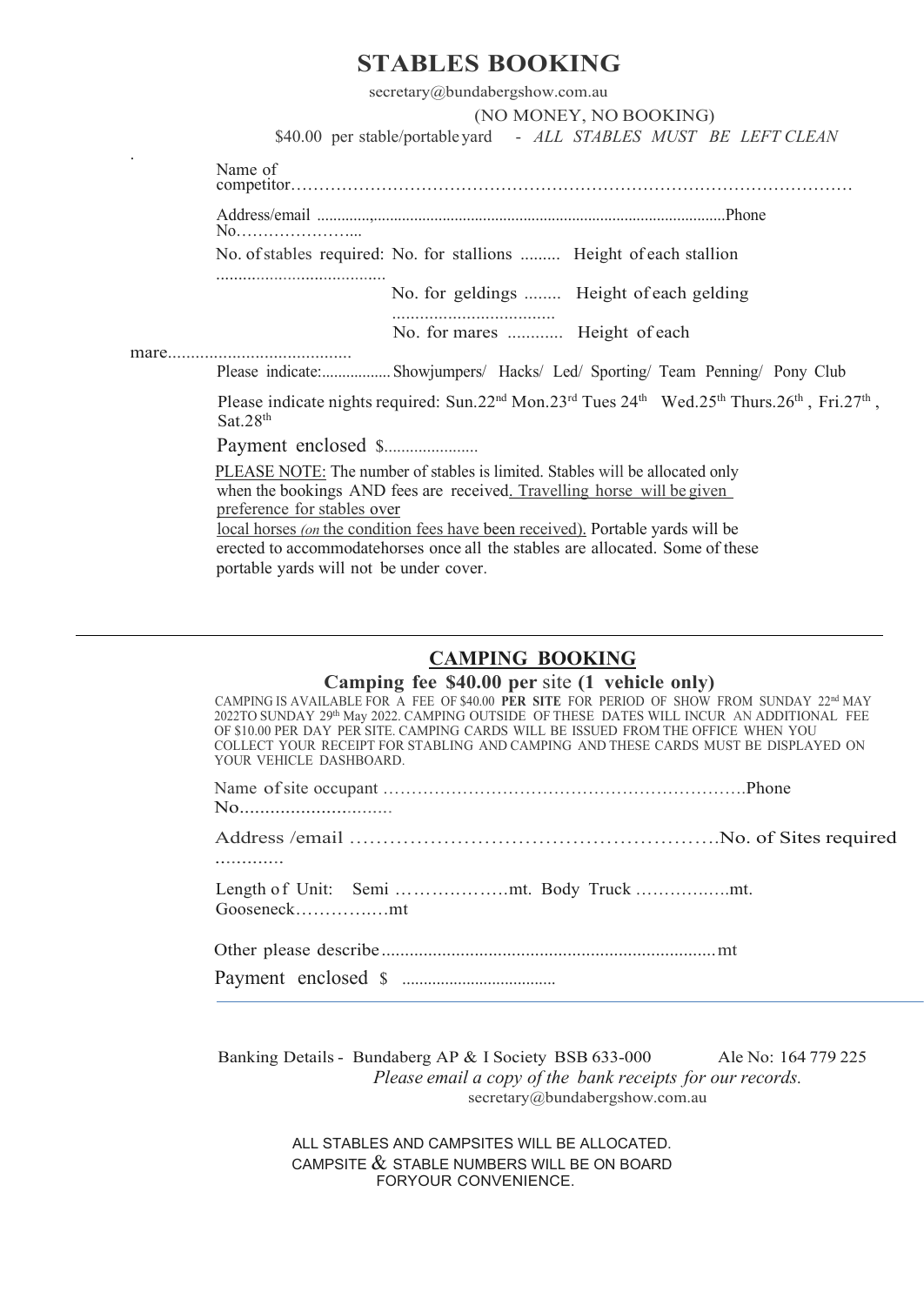# STABLES BOOKING

secretary@bundabergshow.com.au

(NO MONEY, NO BOOKING)

$40.00 per stable/portable yard - *ALL STABLES MUST BE LEFT CLEAN*

Name of competitor……………………………………………………………………………………

Address/email ..............,.....................................................................................Phone No…………………...

No. of stables required: No. for stallions ......... Height of each stallion ......................................

No. for geldings ........ Height of each gelding ...................................

No. for mares ............ Height of each mare........................................

Please indicate:................. Showjumpers/ Hacks/ Led/ Sporting/ Team Penning/ Pony Club

Please indicate nights required: Sun.22nd Mon.23rd Tues 24th Wed.25th Thurs.26th , Fri.27th , Sat.28th

Payment enclosed $......................

PLEASE NOTE: The number of stables is limited. Stables will be allocated only when the bookings AND fees are received. Travelling horse will be given preference for stables over local horses *(on* the condition fees have been received). Portable yards will be erected to accommodatehorses once all the stables are allocated. Some of these portable yards will not be under cover.

---

## CAMPING BOOKING

**Camping fee $40.00 per** site **(1 vehicle only)**

CAMPING IS AVAILABLE FOR A FEE OF $40.00 **PER SITE** FOR PERIOD OF SHOW FROM SUNDAY 22nd MAY 2022TO SUNDAY 29th May 2022. CAMPING OUTSIDE OF THESE DATES WILL INCUR AN ADDITIONAL FEE OF $10.00 PER DAY PER SITE. CAMPING CARDS WILL BE ISSUED FROM THE OFFICE WHEN YOU COLLECT YOUR RECEIPT FOR STABLING AND CAMPING AND THESE CARDS MUST BE DISPLAYED ON YOUR VEHICLE DASHBOARD.

Name of site occupant ……………………………………………………….Phone No..............................

Address /email ………………………………………………….No. of Sites required .............

Length of Unit: Semi ……………….mt. Body Truck …………..….mt. Gooseneck…………..…mt

Other please describe ........................................................................ mt

Payment enclosed $ ....................................

---

Banking Details - Bundaberg AP & I Society BSB 633-000 Ale No: 164 779 225

*Please email a copy of the bank receipts for our records.*

secretary@bundabergshow.com.au

ALL STABLES AND CAMPSITES WILL BE ALLOCATED.
CAMPSITE & STABLE NUMBERS WILL BE ON BOARD
FORYOUR CONVENIENCE.